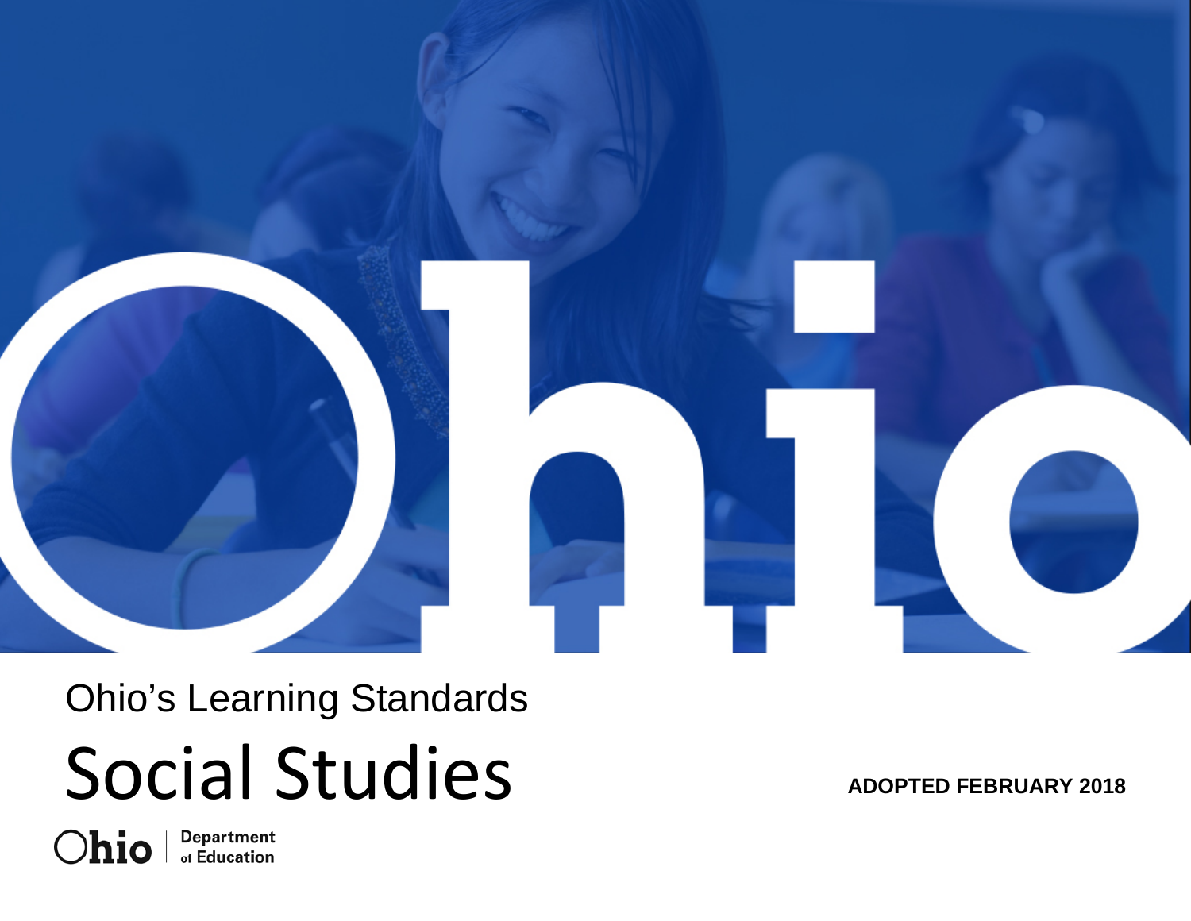Ohio's Learning Standards

# Social Studies

**ADOPTED FEBRUARY 2018**

Ohio | Department of Education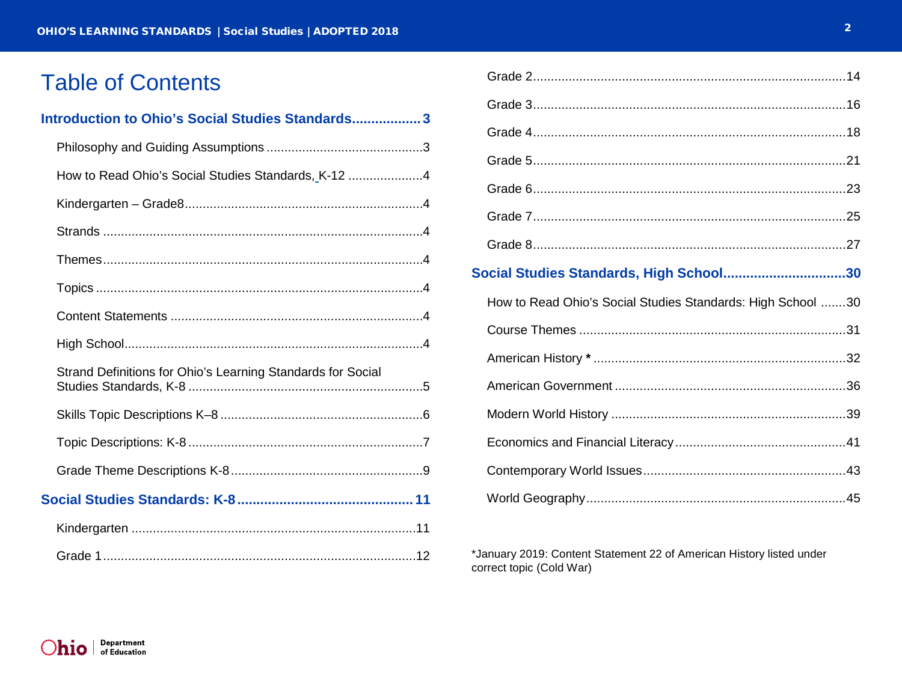# Table of Contents

**Introduction to Ohio's Social Studies Standards .................. 3**

- Philosophy and Guiding Assumptions ............................................ 3
- How to Read Ohio's Social Studies Standards, K-12 .................... 4
- Kindergarten – Grade8 ................................................................... 4
- Strands .......................................................................................... 4
- Themes .......................................................................................... 4
- Topics ............................................................................................ 4
- Content Statements ....................................................................... 4
- High School .................................................................................... 4
- Strand Definitions for Ohio's Learning Standards for Social Studies Standards, K-8 .................................................................. 5
- Skills Topic Descriptions K–8 ......................................................... 6
- Topic Descriptions: K-8 .................................................................. 7
- Grade Theme Descriptions K-8 ...................................................... 9

**Social Studies Standards: K-8 ............................................ 11**

- Kindergarten ................................................................................ 11
- Grade 1 ........................................................................................ 12
- Grade 2 ........................................................................................ 14
- Grade 3 ........................................................................................ 16
- Grade 4 ........................................................................................ 18
- Grade 5 ........................................................................................ 21
- Grade 6 ........................................................................................ 23
- Grade 7 ........................................................................................ 25
- Grade 8 ........................................................................................ 27

**Social Studies Standards, High School ................................ 30**

- How to Read Ohio's Social Studies Standards: High School ....... 30
- Course Themes ............................................................................ 31
- American History * ...................................................................... 32
- American Government ................................................................. 36
- Modern World History .................................................................. 39
- Economics and Financial Literacy ................................................ 41
- Contemporary World Issues ......................................................... 43
- World Geography ......................................................................... 45

*January 2019: Content Statement 22 of American History listed under correct topic (Cold War)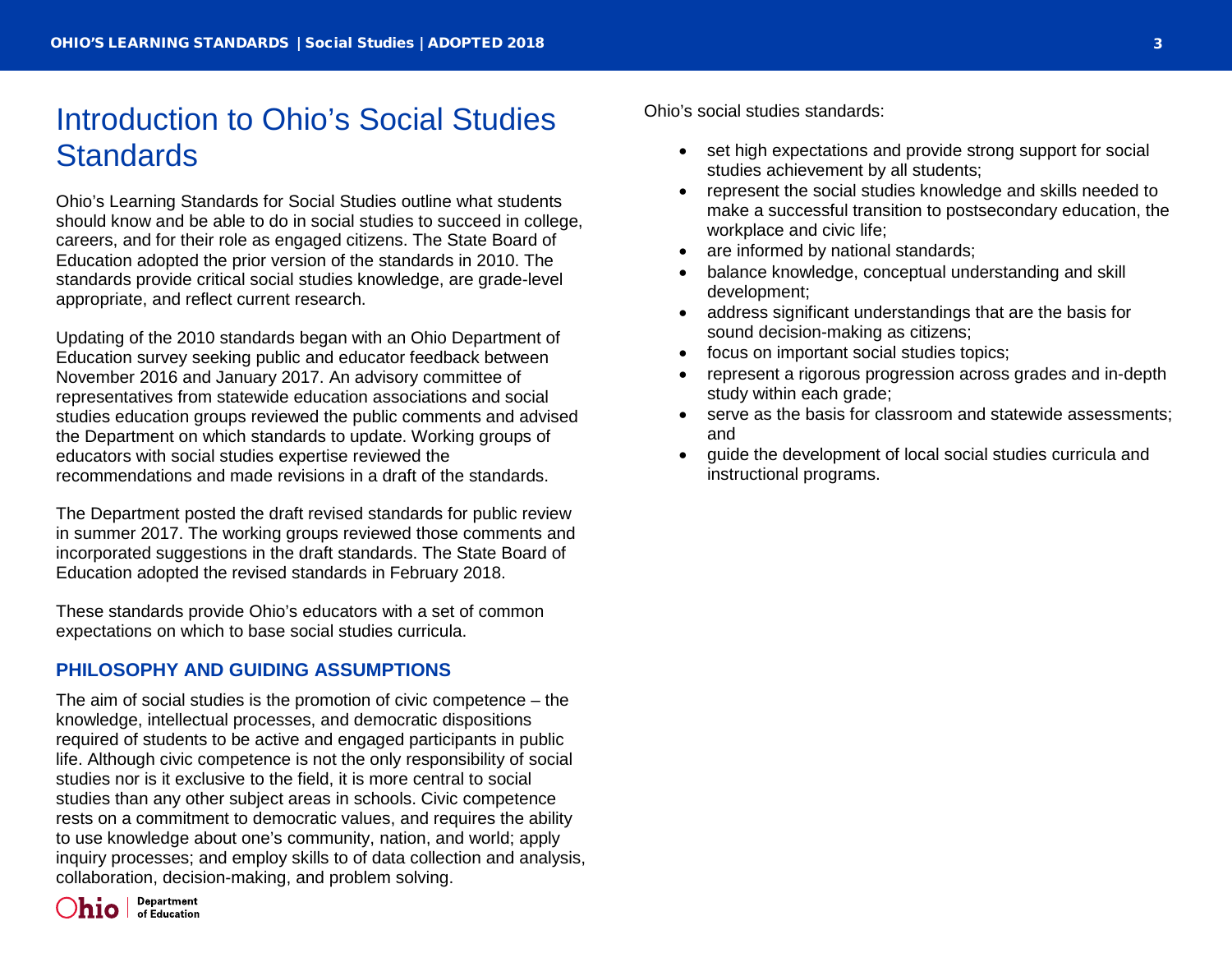# Introduction to Ohio's Social Studies Standards

Ohio's Learning Standards for Social Studies outline what students should know and be able to do in social studies to succeed in college, careers, and for their role as engaged citizens. The State Board of Education adopted the prior version of the standards in 2010. The standards provide critical social studies knowledge, are grade-level appropriate, and reflect current research.

Updating of the 2010 standards began with an Ohio Department of Education survey seeking public and educator feedback between November 2016 and January 2017. An advisory committee of representatives from statewide education associations and social studies education groups reviewed the public comments and advised the Department on which standards to update. Working groups of educators with social studies expertise reviewed the recommendations and made revisions in a draft of the standards.

The Department posted the draft revised standards for public review in summer 2017. The working groups reviewed those comments and incorporated suggestions in the draft standards. The State Board of Education adopted the revised standards in February 2018.

These standards provide Ohio's educators with a set of common expectations on which to base social studies curricula.

## PHILOSOPHY AND GUIDING ASSUMPTIONS

The aim of social studies is the promotion of civic competence – the knowledge, intellectual processes, and democratic dispositions required of students to be active and engaged participants in public life. Although civic competence is not the only responsibility of social studies nor is it exclusive to the field, it is more central to social studies than any other subject areas in schools. Civic competence rests on a commitment to democratic values, and requires the ability to use knowledge about one's community, nation, and world; apply inquiry processes; and employ skills to of data collection and analysis, collaboration, decision-making, and problem solving.

Ohio's social studies standards:

- set high expectations and provide strong support for social studies achievement by all students;
- represent the social studies knowledge and skills needed to make a successful transition to postsecondary education, the workplace and civic life;
- are informed by national standards;
- balance knowledge, conceptual understanding and skill development;
- address significant understandings that are the basis for sound decision-making as citizens;
- focus on important social studies topics;
- represent a rigorous progression across grades and in-depth study within each grade;
- serve as the basis for classroom and statewide assessments; and
- guide the development of local social studies curricula and instructional programs.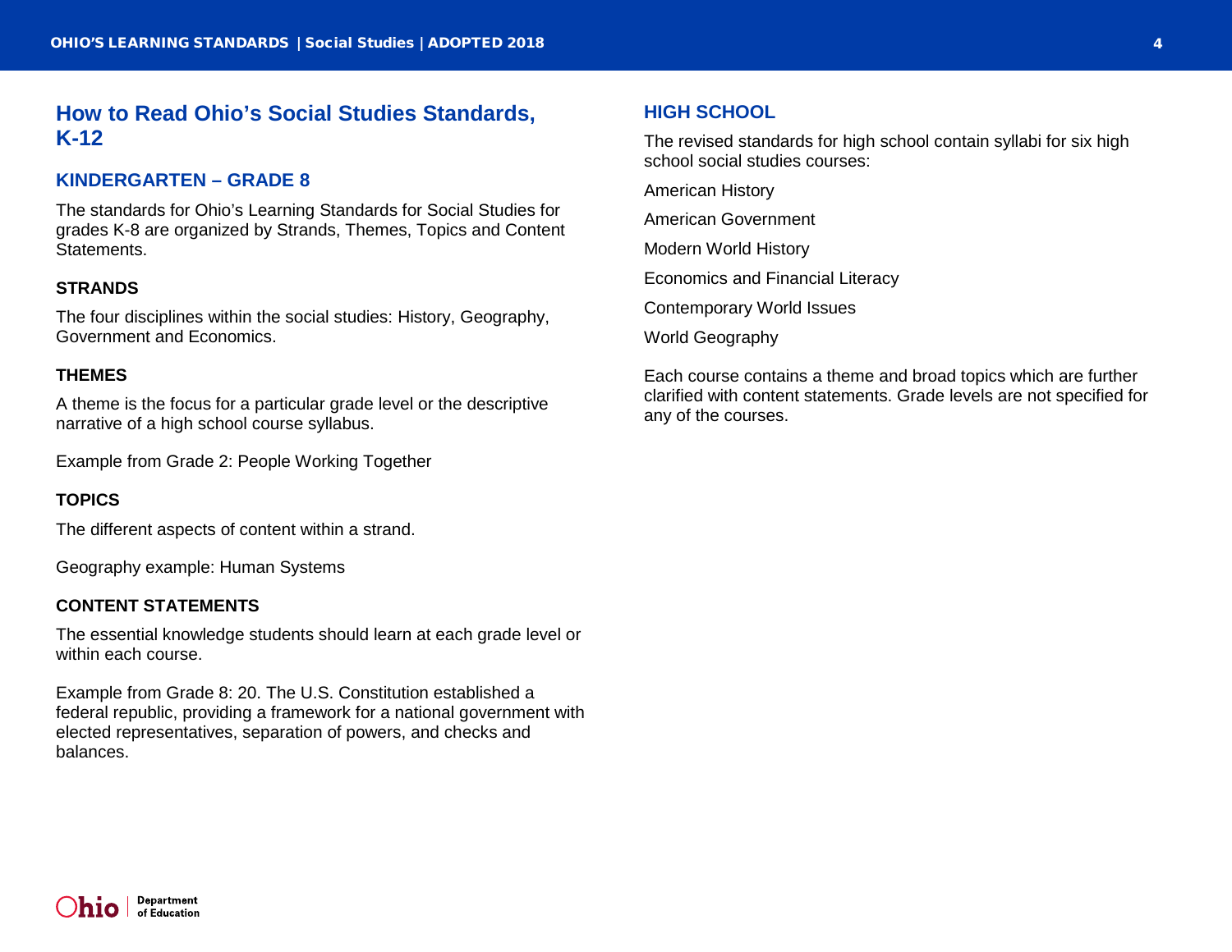# How to Read Ohio's Social Studies Standards, K-12

## KINDERGARTEN – GRADE 8

The standards for Ohio's Learning Standards for Social Studies for grades K-8 are organized by Strands, Themes, Topics and Content Statements.

### STRANDS

The four disciplines within the social studies: History, Geography, Government and Economics.

### THEMES

A theme is the focus for a particular grade level or the descriptive narrative of a high school course syllabus.

Example from Grade 2: People Working Together

### TOPICS

The different aspects of content within a strand.

Geography example: Human Systems

### CONTENT STATEMENTS

The essential knowledge students should learn at each grade level or within each course.

Example from Grade 8: 20. The U.S. Constitution established a federal republic, providing a framework for a national government with elected representatives, separation of powers, and checks and balances.

## HIGH SCHOOL

The revised standards for high school contain syllabi for six high school social studies courses:

American History

American Government

Modern World History

Economics and Financial Literacy

Contemporary World Issues

World Geography

Each course contains a theme and broad topics which are further clarified with content statements. Grade levels are not specified for any of the courses.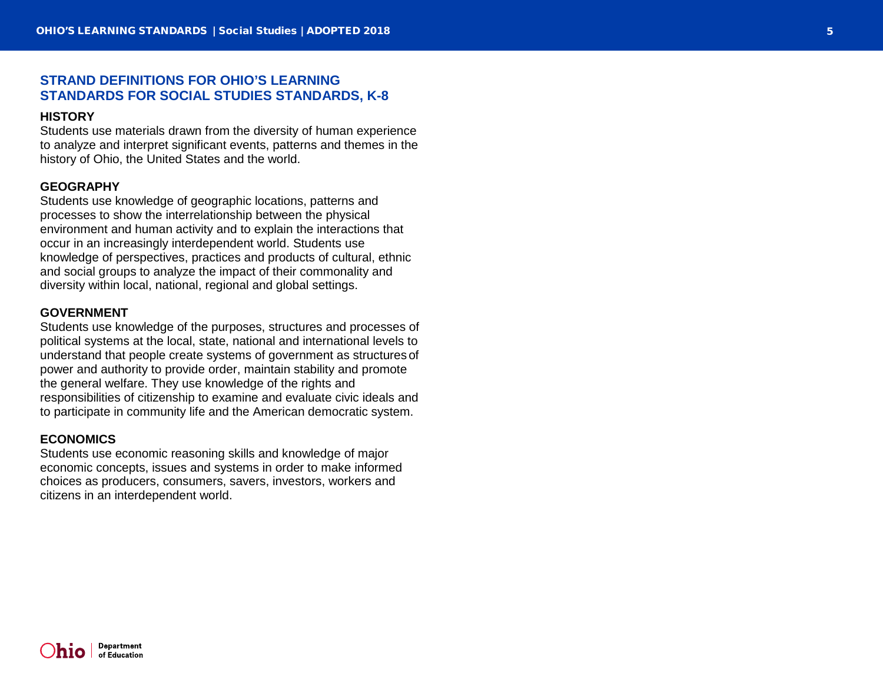## STRAND DEFINITIONS FOR OHIO'S LEARNING STANDARDS FOR SOCIAL STUDIES STANDARDS, K-8

### HISTORY

Students use materials drawn from the diversity of human experience to analyze and interpret significant events, patterns and themes in the history of Ohio, the United States and the world.

### GEOGRAPHY

Students use knowledge of geographic locations, patterns and processes to show the interrelationship between the physical environment and human activity and to explain the interactions that occur in an increasingly interdependent world. Students use knowledge of perspectives, practices and products of cultural, ethnic and social groups to analyze the impact of their commonality and diversity within local, national, regional and global settings.

### GOVERNMENT

Students use knowledge of the purposes, structures and processes of political systems at the local, state, national and international levels to understand that people create systems of government as structures of power and authority to provide order, maintain stability and promote the general welfare. They use knowledge of the rights and responsibilities of citizenship to examine and evaluate civic ideals and to participate in community life and the American democratic system.

### ECONOMICS

Students use economic reasoning skills and knowledge of major economic concepts, issues and systems in order to make informed choices as producers, consumers, savers, investors, workers and citizens in an interdependent world.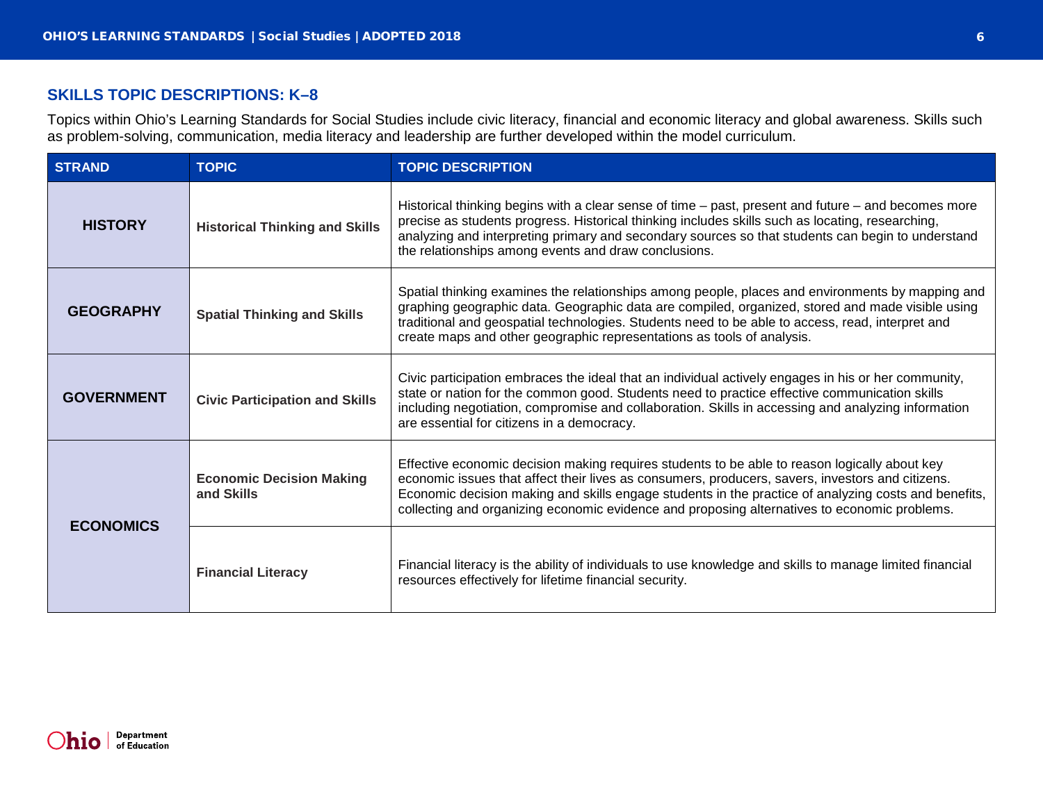## SKILLS TOPIC DESCRIPTIONS: K–8

Topics within Ohio's Learning Standards for Social Studies include civic literacy, financial and economic literacy and global awareness. Skills such as problem-solving, communication, media literacy and leadership are further developed within the model curriculum.

| STRAND | TOPIC | TOPIC DESCRIPTION |
|---|---|---|
| **HISTORY** | **Historical Thinking and Skills** | Historical thinking begins with a clear sense of time – past, present and future – and becomes more precise as students progress. Historical thinking includes skills such as locating, researching, analyzing and interpreting primary and secondary sources so that students can begin to understand the relationships among events and draw conclusions. |
| **GEOGRAPHY** | **Spatial Thinking and Skills** | Spatial thinking examines the relationships among people, places and environments by mapping and graphing geographic data. Geographic data are compiled, organized, stored and made visible using traditional and geospatial technologies. Students need to be able to access, read, interpret and create maps and other geographic representations as tools of analysis. |
| **GOVERNMENT** | **Civic Participation and Skills** | Civic participation embraces the ideal that an individual actively engages in his or her community, state or nation for the common good. Students need to practice effective communication skills including negotiation, compromise and collaboration. Skills in accessing and analyzing information are essential for citizens in a democracy. |
| **ECONOMICS** | **Economic Decision Making and Skills** | Effective economic decision making requires students to be able to reason logically about key economic issues that affect their lives as consumers, producers, savers, investors and citizens. Economic decision making and skills engage students in the practice of analyzing costs and benefits, collecting and organizing economic evidence and proposing alternatives to economic problems. |
| | **Financial Literacy** | Financial literacy is the ability of individuals to use knowledge and skills to manage limited financial resources effectively for lifetime financial security. |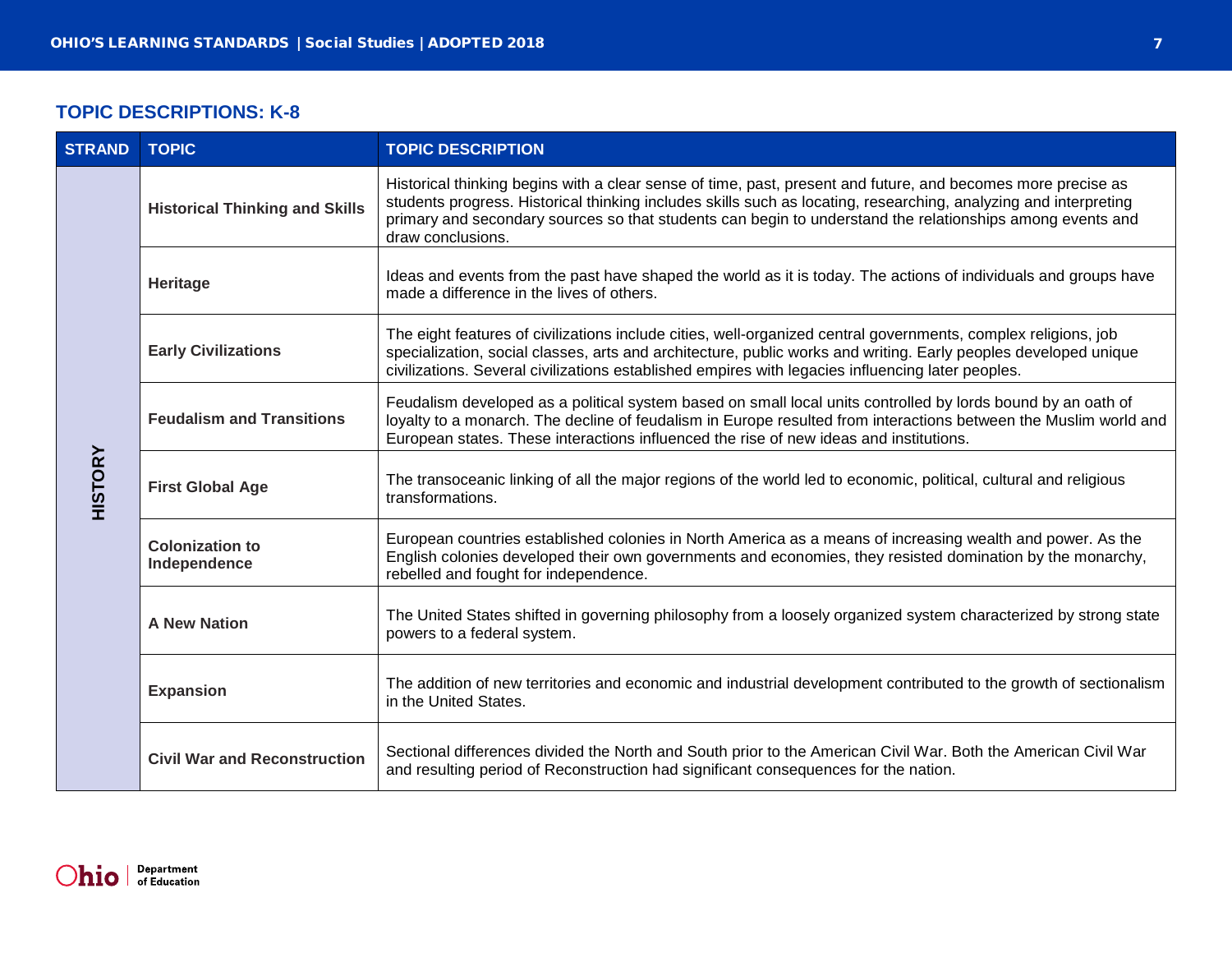## TOPIC DESCRIPTIONS: K-8

| STRAND | TOPIC | TOPIC DESCRIPTION |
| --- | --- | --- |
| HISTORY | **Historical Thinking and Skills** | Historical thinking begins with a clear sense of time, past, present and future, and becomes more precise as students progress. Historical thinking includes skills such as locating, researching, analyzing and interpreting primary and secondary sources so that students can begin to understand the relationships among events and draw conclusions. |
| | **Heritage** | Ideas and events from the past have shaped the world as it is today. The actions of individuals and groups have made a difference in the lives of others. |
| | **Early Civilizations** | The eight features of civilizations include cities, well-organized central governments, complex religions, job specialization, social classes, arts and architecture, public works and writing. Early peoples developed unique civilizations. Several civilizations established empires with legacies influencing later peoples. |
| | **Feudalism and Transitions** | Feudalism developed as a political system based on small local units controlled by lords bound by an oath of loyalty to a monarch. The decline of feudalism in Europe resulted from interactions between the Muslim world and European states. These interactions influenced the rise of new ideas and institutions. |
| | **First Global Age** | The transoceanic linking of all the major regions of the world led to economic, political, cultural and religious transformations. |
| | **Colonization to Independence** | European countries established colonies in North America as a means of increasing wealth and power. As the English colonies developed their own governments and economies, they resisted domination by the monarchy, rebelled and fought for independence. |
| | **A New Nation** | The United States shifted in governing philosophy from a loosely organized system characterized by strong state powers to a federal system. |
| | **Expansion** | The addition of new territories and economic and industrial development contributed to the growth of sectionalism in the United States. |
| | **Civil War and Reconstruction** | Sectional differences divided the North and South prior to the American Civil War. Both the American Civil War and resulting period of Reconstruction had significant consequences for the nation. |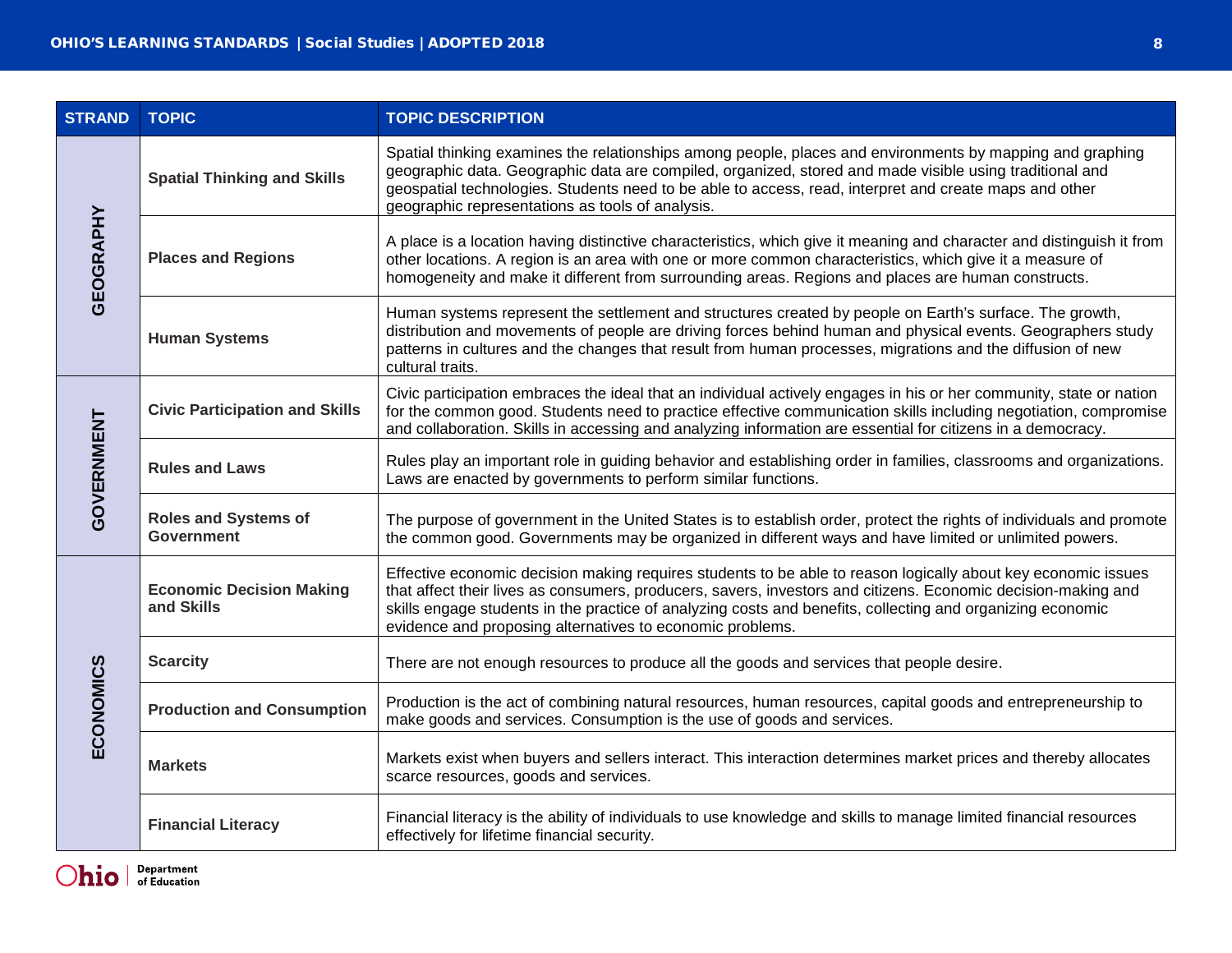| STRAND | TOPIC | TOPIC DESCRIPTION |
|---|---|---|
| GEOGRAPHY | **Spatial Thinking and Skills** | Spatial thinking examines the relationships among people, places and environments by mapping and graphing geographic data. Geographic data are compiled, organized, stored and made visible using traditional and geospatial technologies. Students need to be able to access, read, interpret and create maps and other geographic representations as tools of analysis. |
| | **Places and Regions** | A place is a location having distinctive characteristics, which give it meaning and character and distinguish it from other locations. A region is an area with one or more common characteristics, which give it a measure of homogeneity and make it different from surrounding areas. Regions and places are human constructs. |
| | **Human Systems** | Human systems represent the settlement and structures created by people on Earth's surface. The growth, distribution and movements of people are driving forces behind human and physical events. Geographers study patterns in cultures and the changes that result from human processes, migrations and the diffusion of new cultural traits. |
| GOVERNMENT | **Civic Participation and Skills** | Civic participation embraces the ideal that an individual actively engages in his or her community, state or nation for the common good. Students need to practice effective communication skills including negotiation, compromise and collaboration. Skills in accessing and analyzing information are essential for citizens in a democracy. |
| | **Rules and Laws** | Rules play an important role in guiding behavior and establishing order in families, classrooms and organizations. Laws are enacted by governments to perform similar functions. |
| | **Roles and Systems of Government** | The purpose of government in the United States is to establish order, protect the rights of individuals and promote the common good. Governments may be organized in different ways and have limited or unlimited powers. |
| ECONOMICS | **Economic Decision Making and Skills** | Effective economic decision making requires students to be able to reason logically about key economic issues that affect their lives as consumers, producers, savers, investors and citizens. Economic decision-making and skills engage students in the practice of analyzing costs and benefits, collecting and organizing economic evidence and proposing alternatives to economic problems. |
| | **Scarcity** | There are not enough resources to produce all the goods and services that people desire. |
| | **Production and Consumption** | Production is the act of combining natural resources, human resources, capital goods and entrepreneurship to make goods and services. Consumption is the use of goods and services. |
| | **Markets** | Markets exist when buyers and sellers interact. This interaction determines market prices and thereby allocates scarce resources, goods and services. |
| | **Financial Literacy** | Financial literacy is the ability of individuals to use knowledge and skills to manage limited financial resources effectively for lifetime financial security. |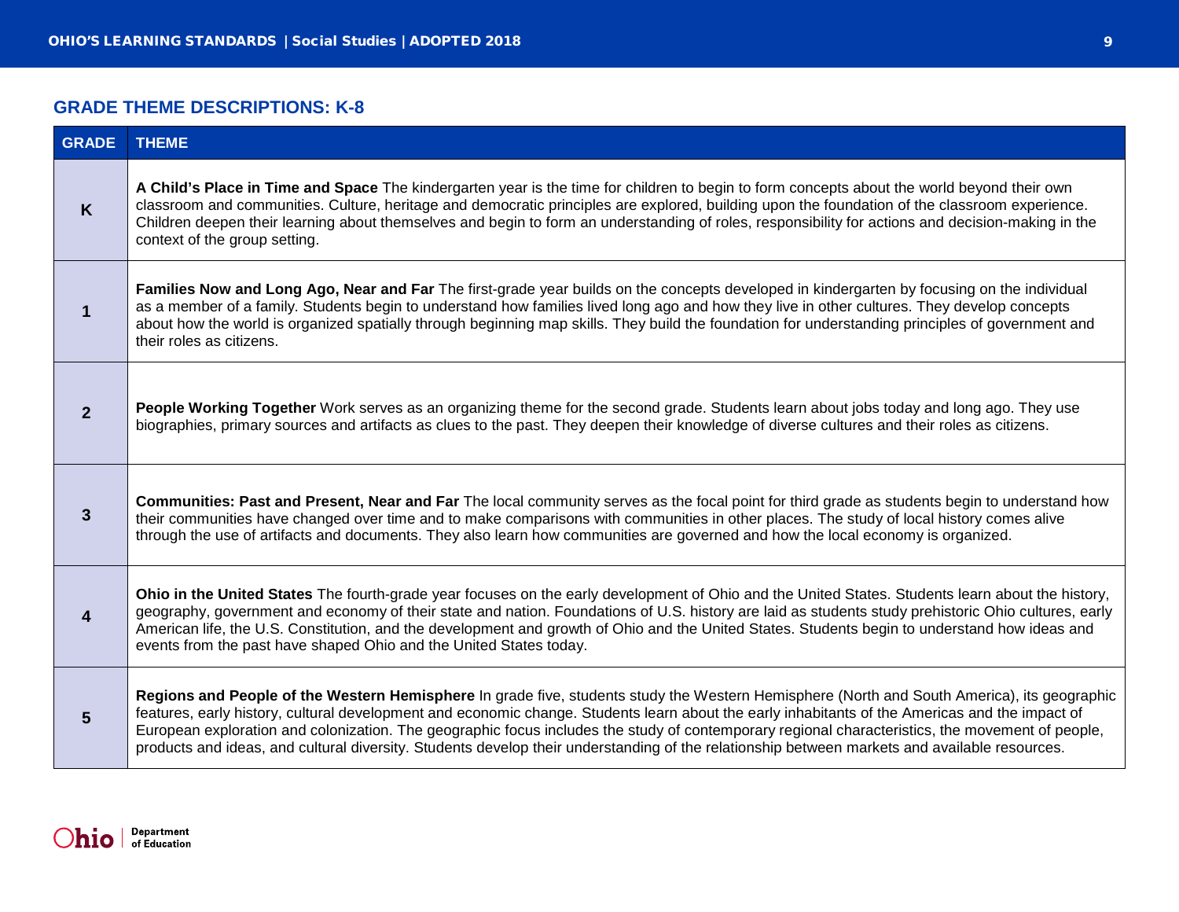## GRADE THEME DESCRIPTIONS: K-8

| GRADE | THEME |
|---|---|
| K | **A Child's Place in Time and Space** The kindergarten year is the time for children to begin to form concepts about the world beyond their own classroom and communities. Culture, heritage and democratic principles are explored, building upon the foundation of the classroom experience. Children deepen their learning about themselves and begin to form an understanding of roles, responsibility for actions and decision-making in the context of the group setting. |
| 1 | **Families Now and Long Ago, Near and Far** The first-grade year builds on the concepts developed in kindergarten by focusing on the individual as a member of a family. Students begin to understand how families lived long ago and how they live in other cultures. They develop concepts about how the world is organized spatially through beginning map skills. They build the foundation for understanding principles of government and their roles as citizens. |
| 2 | **People Working Together** Work serves as an organizing theme for the second grade. Students learn about jobs today and long ago. They use biographies, primary sources and artifacts as clues to the past. They deepen their knowledge of diverse cultures and their roles as citizens. |
| 3 | **Communities: Past and Present, Near and Far** The local community serves as the focal point for third grade as students begin to understand how their communities have changed over time and to make comparisons with communities in other places. The study of local history comes alive through the use of artifacts and documents. They also learn how communities are governed and how the local economy is organized. |
| 4 | **Ohio in the United States** The fourth-grade year focuses on the early development of Ohio and the United States. Students learn about the history, geography, government and economy of their state and nation. Foundations of U.S. history are laid as students study prehistoric Ohio cultures, early American life, the U.S. Constitution, and the development and growth of Ohio and the United States. Students begin to understand how ideas and events from the past have shaped Ohio and the United States today. |
| 5 | **Regions and People of the Western Hemisphere** In grade five, students study the Western Hemisphere (North and South America), its geographic features, early history, cultural development and economic change. Students learn about the early inhabitants of the Americas and the impact of European exploration and colonization. The geographic focus includes the study of contemporary regional characteristics, the movement of people, products and ideas, and cultural diversity. Students develop their understanding of the relationship between markets and available resources. |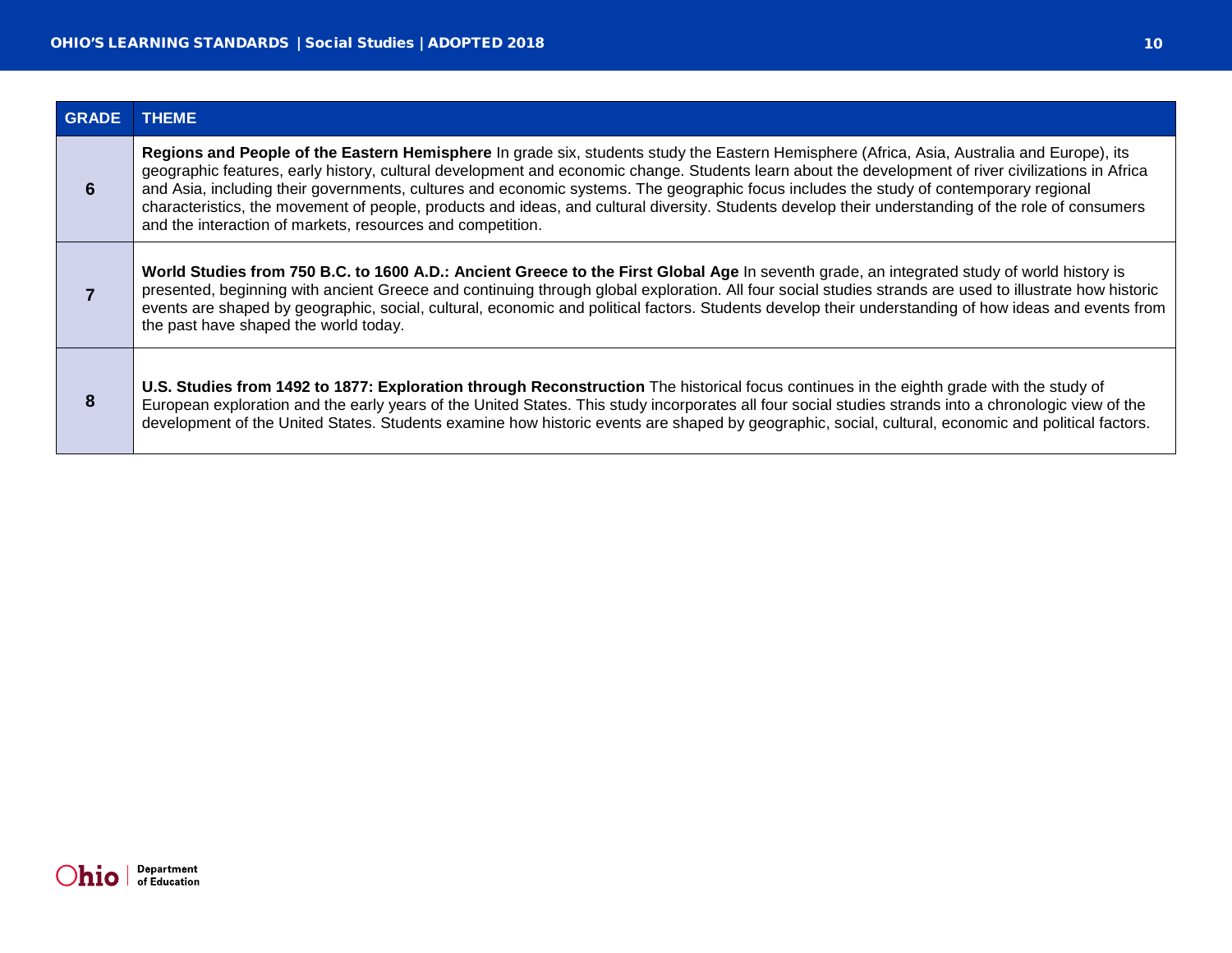| GRADE | THEME |
|---|---|
| **6** | **Regions and People of the Eastern Hemisphere** In grade six, students study the Eastern Hemisphere (Africa, Asia, Australia and Europe), its geographic features, early history, cultural development and economic change. Students learn about the development of river civilizations in Africa and Asia, including their governments, cultures and economic systems. The geographic focus includes the study of contemporary regional characteristics, the movement of people, products and ideas, and cultural diversity. Students develop their understanding of the role of consumers and the interaction of markets, resources and competition. |
| **7** | **World Studies from 750 B.C. to 1600 A.D.: Ancient Greece to the First Global Age** In seventh grade, an integrated study of world history is presented, beginning with ancient Greece and continuing through global exploration. All four social studies strands are used to illustrate how historic events are shaped by geographic, social, cultural, economic and political factors. Students develop their understanding of how ideas and events from the past have shaped the world today. |
| **8** | **U.S. Studies from 1492 to 1877: Exploration through Reconstruction** The historical focus continues in the eighth grade with the study of European exploration and the early years of the United States. This study incorporates all four social studies strands into a chronologic view of the development of the United States. Students examine how historic events are shaped by geographic, social, cultural, economic and political factors. |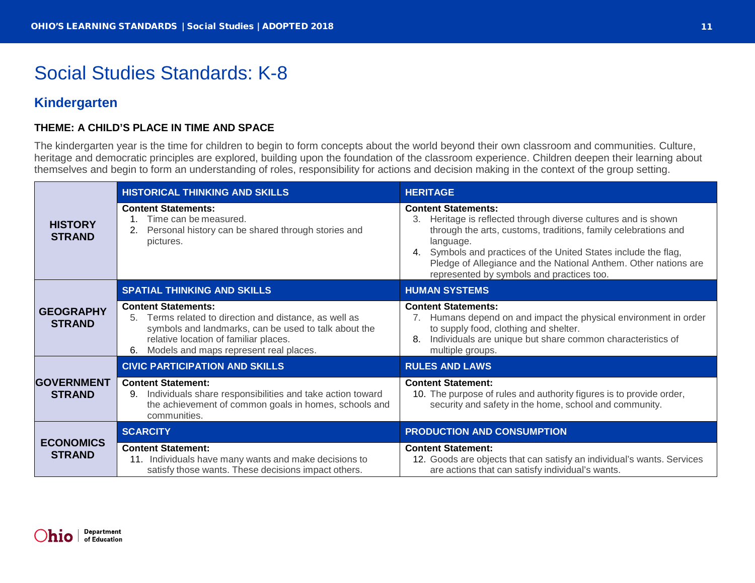# Social Studies Standards: K-8

## Kindergarten

### THEME: A CHILD'S PLACE IN TIME AND SPACE

The kindergarten year is the time for children to begin to form concepts about the world beyond their own classroom and communities. Culture, heritage and democratic principles are explored, building upon the foundation of the classroom experience. Children deepen their learning about themselves and begin to form an understanding of roles, responsibility for actions and decision making in the context of the group setting.

| | | |
|---|---|---|
| **HISTORY STRAND** | **HISTORICAL THINKING AND SKILLS** | **HERITAGE** |
| | **Content Statements:**<br>1. Time can be measured.<br>2. Personal history can be shared through stories and pictures. | **Content Statements:**<br>3. Heritage is reflected through diverse cultures and is shown through the arts, customs, traditions, family celebrations and language.<br>4. Symbols and practices of the United States include the flag, Pledge of Allegiance and the National Anthem. Other nations are represented by symbols and practices too. |
| **GEOGRAPHY STRAND** | **SPATIAL THINKING AND SKILLS** | **HUMAN SYSTEMS** |
| | **Content Statements:**<br>5. Terms related to direction and distance, as well as symbols and landmarks, can be used to talk about the relative location of familiar places.<br>6. Models and maps represent real places. | **Content Statements:**<br>7. Humans depend on and impact the physical environment in order to supply food, clothing and shelter.<br>8. Individuals are unique but share common characteristics of multiple groups. |
| **GOVERNMENT STRAND** | **CIVIC PARTICIPATION AND SKILLS** | **RULES AND LAWS** |
| | **Content Statement:**<br>9. Individuals share responsibilities and take action toward the achievement of common goals in homes, schools and communities. | **Content Statement:**<br>10. The purpose of rules and authority figures is to provide order, security and safety in the home, school and community. |
| **ECONOMICS STRAND** | **SCARCITY** | **PRODUCTION AND CONSUMPTION** |
| | **Content Statement:**<br>11. Individuals have many wants and make decisions to satisfy those wants. These decisions impact others. | **Content Statement:**<br>12. Goods are objects that can satisfy an individual's wants. Services are actions that can satisfy individual's wants. |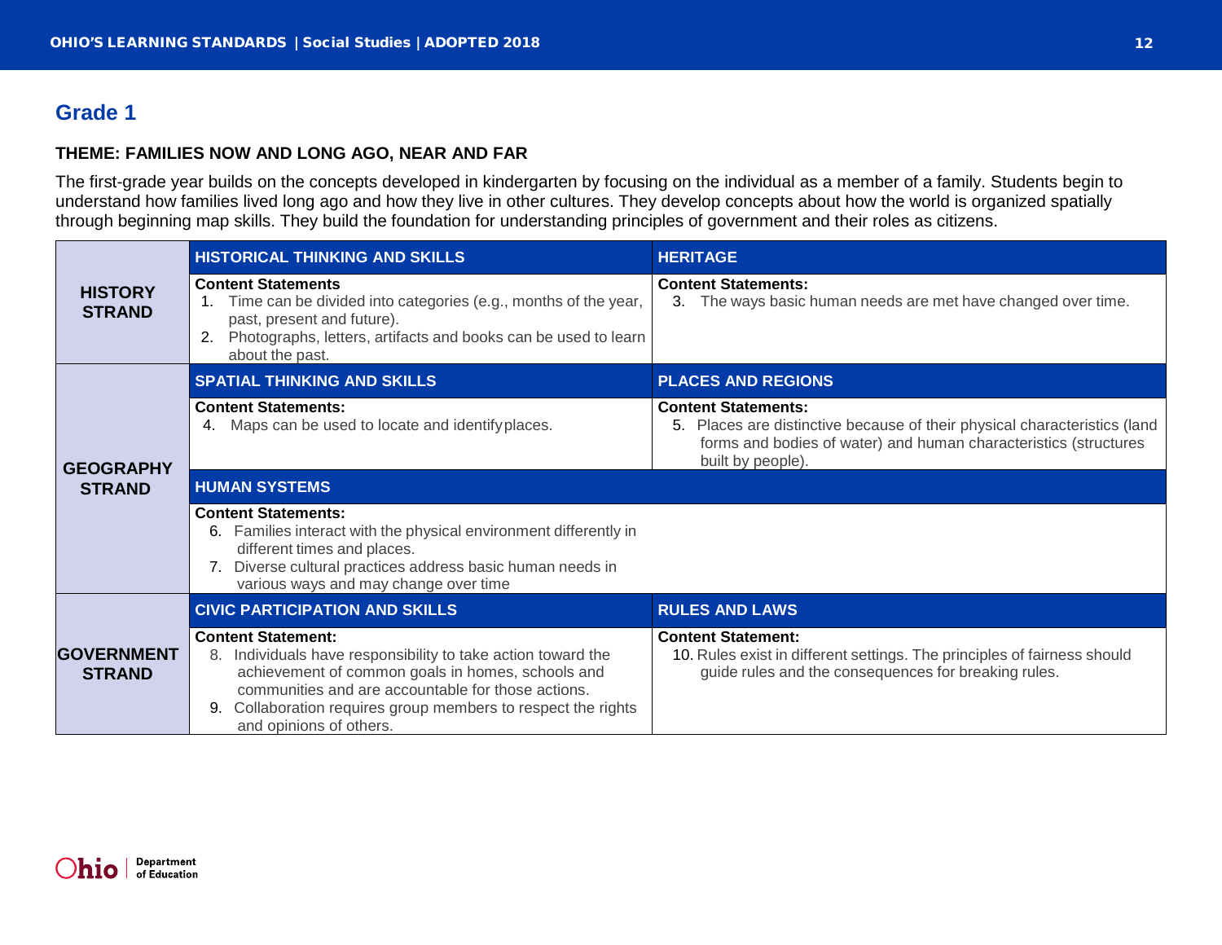## Grade 1

**THEME: FAMILIES NOW AND LONG AGO, NEAR AND FAR**

The first-grade year builds on the concepts developed in kindergarten by focusing on the individual as a member of a family. Students begin to understand how families lived long ago and how they live in other cultures. They develop concepts about how the world is organized spatially through beginning map skills. They build the foundation for understanding principles of government and their roles as citizens.

| | | |
|---|---|---|
| **HISTORY STRAND** | **HISTORICAL THINKING AND SKILLS** | **HERITAGE** |
| | **Content Statements**<br>1. Time can be divided into categories (e.g., months of the year, past, present and future).<br>2. Photographs, letters, artifacts and books can be used to learn about the past. | **Content Statements:**<br>3. The ways basic human needs are met have changed over time. |
| **GEOGRAPHY STRAND** | **SPATIAL THINKING AND SKILLS** | **PLACES AND REGIONS** |
| | **Content Statements:**<br>4. Maps can be used to locate and identify places. | **Content Statements:**<br>5. Places are distinctive because of their physical characteristics (land forms and bodies of water) and human characteristics (structures built by people). |
| | **HUMAN SYSTEMS** | |
| | **Content Statements:**<br>6. Families interact with the physical environment differently in different times and places.<br>7. Diverse cultural practices address basic human needs in various ways and may change over time | |
| **GOVERNMENT STRAND** | **CIVIC PARTICIPATION AND SKILLS** | **RULES AND LAWS** |
| | **Content Statement:**<br>8. Individuals have responsibility to take action toward the achievement of common goals in homes, schools and communities and are accountable for those actions.<br>9. Collaboration requires group members to respect the rights and opinions of others. | **Content Statement:**<br>10. Rules exist in different settings. The principles of fairness should guide rules and the consequences for breaking rules. |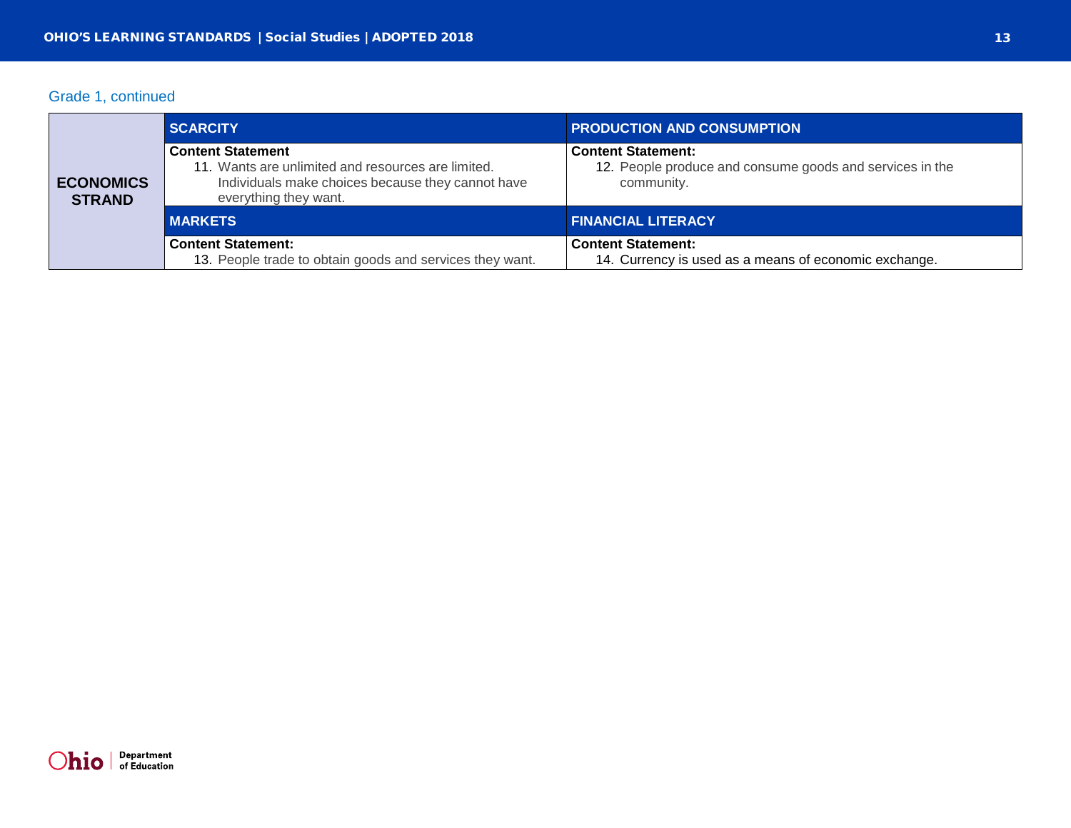Grade 1, continued

| ECONOMICS STRAND | SCARCITY | PRODUCTION AND CONSUMPTION |
|---|---|---|
| | **Content Statement**<br>11. Wants are unlimited and resources are limited. Individuals make choices because they cannot have everything they want. | **Content Statement:**<br>12. People produce and consume goods and services in the community. |
| | **MARKETS** | **FINANCIAL LITERACY** |
| | **Content Statement:**<br>13. People trade to obtain goods and services they want. | **Content Statement:**<br>14. Currency is used as a means of economic exchange. |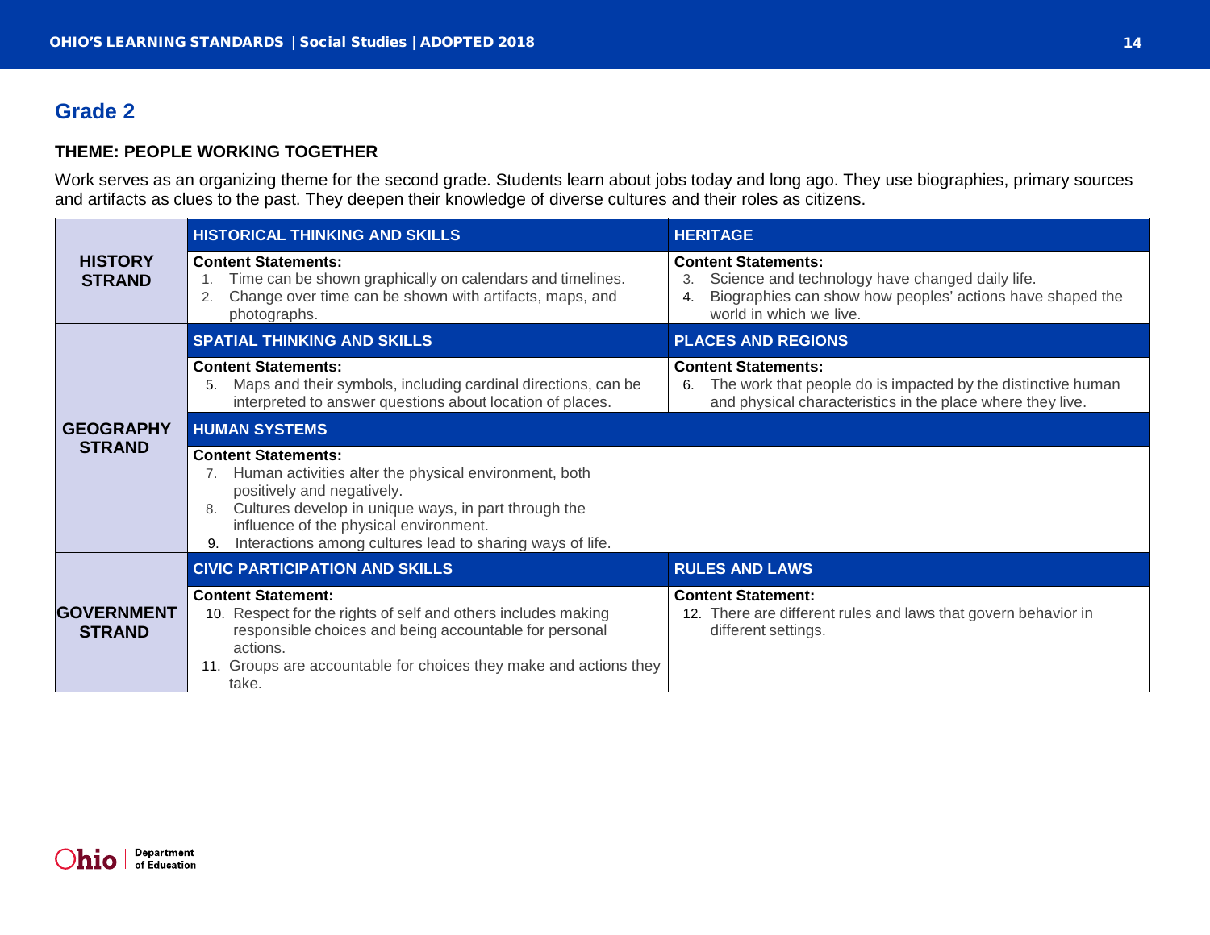## Grade 2

### THEME: PEOPLE WORKING TOGETHER

Work serves as an organizing theme for the second grade. Students learn about jobs today and long ago. They use biographies, primary sources and artifacts as clues to the past. They deepen their knowledge of diverse cultures and their roles as citizens.

| | | |
|---|---|---|
| **HISTORY STRAND** | **HISTORICAL THINKING AND SKILLS** | **HERITAGE** |
| | **Content Statements:**<br>1. Time can be shown graphically on calendars and timelines.<br>2. Change over time can be shown with artifacts, maps, and photographs. | **Content Statements:**<br>3. Science and technology have changed daily life.<br>4. Biographies can show how peoples' actions have shaped the world in which we live. |
| **GEOGRAPHY STRAND** | **SPATIAL THINKING AND SKILLS** | **PLACES AND REGIONS** |
| | **Content Statements:**<br>5. Maps and their symbols, including cardinal directions, can be interpreted to answer questions about location of places. | **Content Statements:**<br>6. The work that people do is impacted by the distinctive human and physical characteristics in the place where they live. |
| | **HUMAN SYSTEMS** | |
| | **Content Statements:**<br>7. Human activities alter the physical environment, both positively and negatively.<br>8. Cultures develop in unique ways, in part through the influence of the physical environment.<br>9. Interactions among cultures lead to sharing ways of life. | |
| **GOVERNMENT STRAND** | **CIVIC PARTICIPATION AND SKILLS** | **RULES AND LAWS** |
| | **Content Statement:**<br>10. Respect for the rights of self and others includes making responsible choices and being accountable for personal actions.<br>11. Groups are accountable for choices they make and actions they take. | **Content Statement:**<br>12. There are different rules and laws that govern behavior in different settings. |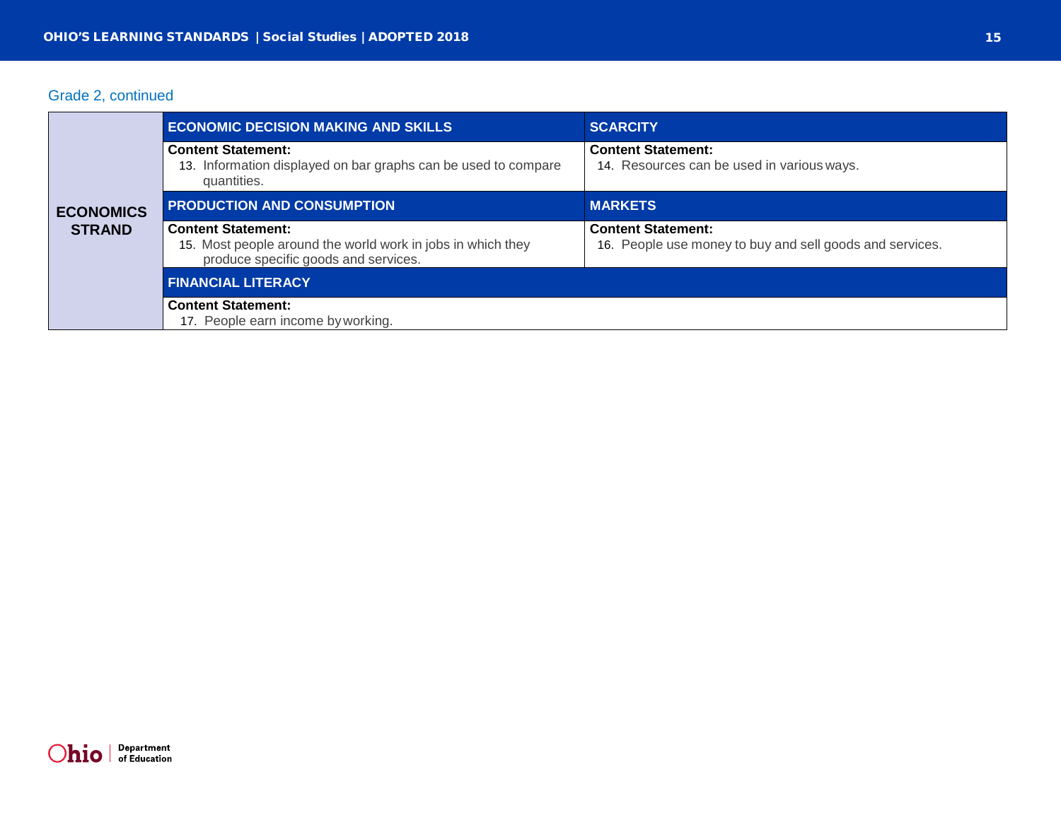Grade 2, continued

**ECONOMICS STRAND**

| ECONOMIC DECISION MAKING AND SKILLS | SCARCITY |
|---|---|
| **Content Statement:**<br>13. Information displayed on bar graphs can be used to compare quantities. | **Content Statement:**<br>14. Resources can be used in various ways. |
| **PRODUCTION AND CONSUMPTION** | **MARKETS** |
| **Content Statement:**<br>15. Most people around the world work in jobs in which they produce specific goods and services. | **Content Statement:**<br>16. People use money to buy and sell goods and services. |
| **FINANCIAL LITERACY** | |
| **Content Statement:**<br>17. People earn income by working. | |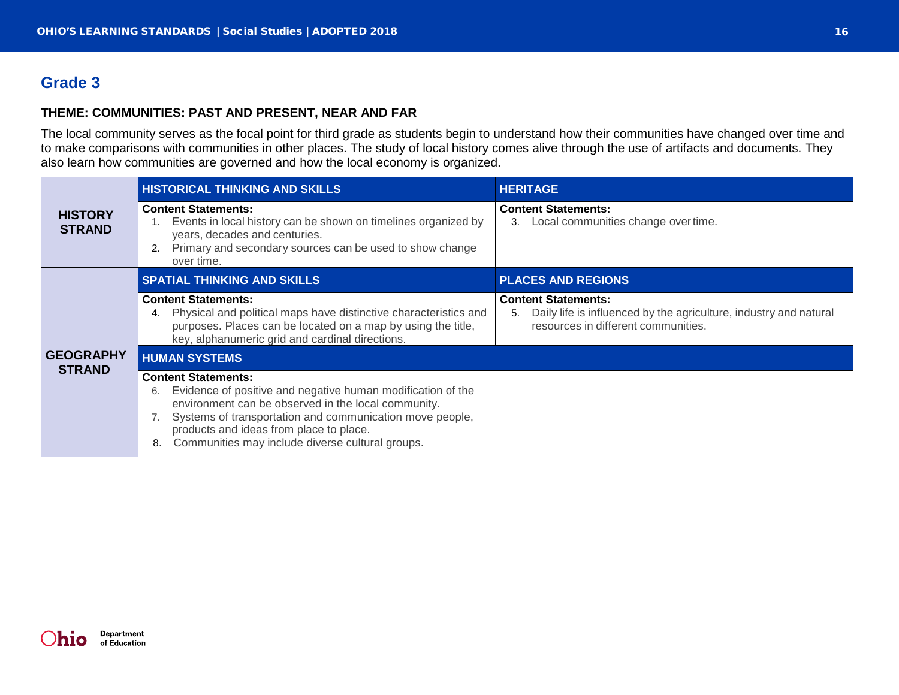## Grade 3

**THEME: COMMUNITIES: PAST AND PRESENT, NEAR AND FAR**

The local community serves as the focal point for third grade as students begin to understand how their communities have changed over time and to make comparisons with communities in other places. The study of local history comes alive through the use of artifacts and documents. They also learn how communities are governed and how the local economy is organized.

| | | |
|---|---|---|
| **HISTORY STRAND** | **HISTORICAL THINKING AND SKILLS** | **HERITAGE** |
| | **Content Statements:** 1. Events in local history can be shown on timelines organized by years, decades and centuries. 2. Primary and secondary sources can be used to show change over time. | **Content Statements:** 3. Local communities change over time. |
| **GEOGRAPHY STRAND** | **SPATIAL THINKING AND SKILLS** | **PLACES AND REGIONS** |
| | **Content Statements:** 4. Physical and political maps have distinctive characteristics and purposes. Places can be located on a map by using the title, key, alphanumeric grid and cardinal directions. | **Content Statements:** 5. Daily life is influenced by the agriculture, industry and natural resources in different communities. |
| | **HUMAN SYSTEMS** | |
| | **Content Statements:** 6. Evidence of positive and negative human modification of the environment can be observed in the local community. 7. Systems of transportation and communication move people, products and ideas from place to place. 8. Communities may include diverse cultural groups. | |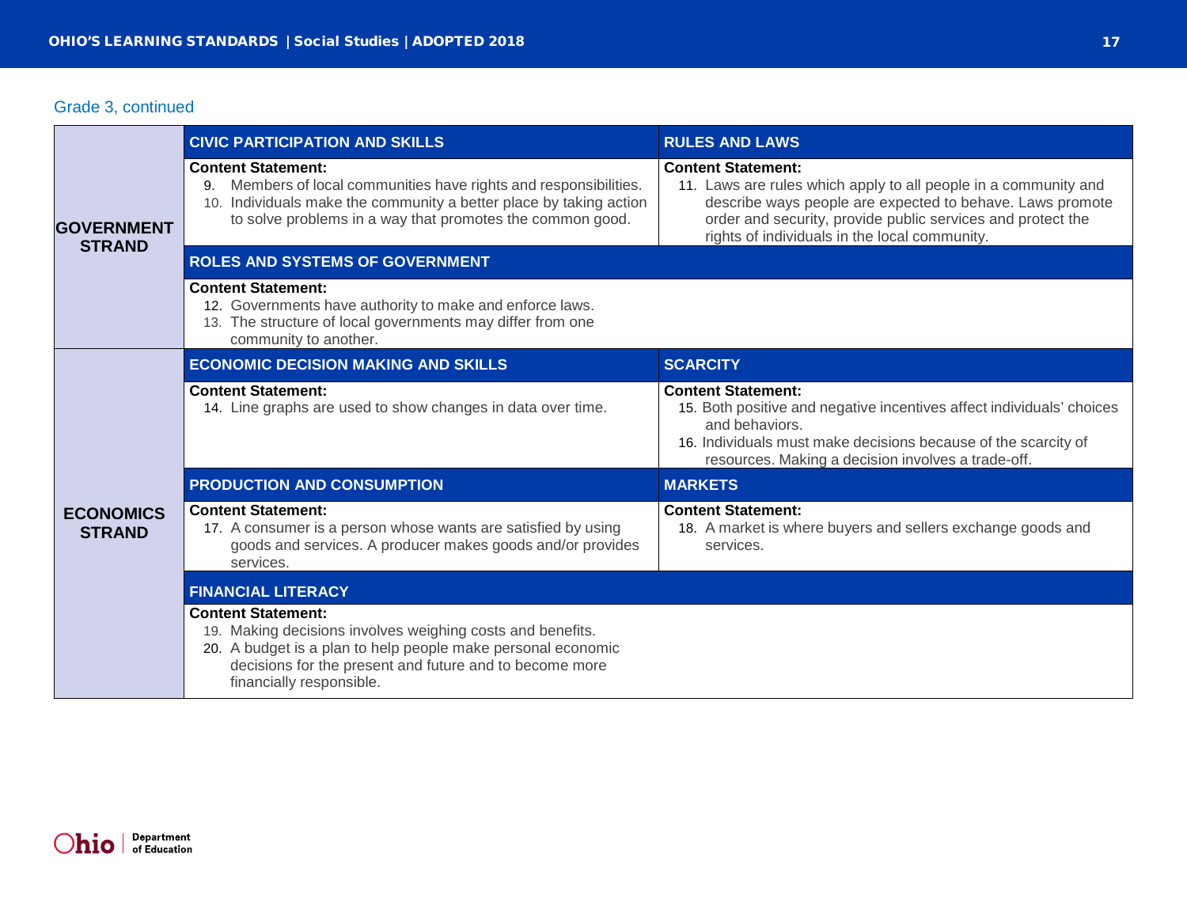Grade 3, continued

| | | |
|---|---|---|
| **GOVERNMENT STRAND** | **CIVIC PARTICIPATION AND SKILLS** | **RULES AND LAWS** |
| | **Content Statement:**<br>9. Members of local communities have rights and responsibilities.<br>10. Individuals make the community a better place by taking action to solve problems in a way that promotes the common good. | **Content Statement:**<br>11. Laws are rules which apply to all people in a community and describe ways people are expected to behave. Laws promote order and security, provide public services and protect the rights of individuals in the local community. |
| | **ROLES AND SYSTEMS OF GOVERNMENT** | |
| | **Content Statement:**<br>12. Governments have authority to make and enforce laws.<br>13. The structure of local governments may differ from one community to another. | |
| **ECONOMICS STRAND** | **ECONOMIC DECISION MAKING AND SKILLS** | **SCARCITY** |
| | **Content Statement:**<br>14. Line graphs are used to show changes in data over time. | **Content Statement:**<br>15. Both positive and negative incentives affect individuals' choices and behaviors.<br>16. Individuals must make decisions because of the scarcity of resources. Making a decision involves a trade-off. |
| | **PRODUCTION AND CONSUMPTION** | **MARKETS** |
| | **Content Statement:**<br>17. A consumer is a person whose wants are satisfied by using goods and services. A producer makes goods and/or provides services. | **Content Statement:**<br>18. A market is where buyers and sellers exchange goods and services. |
| | **FINANCIAL LITERACY** | |
| | **Content Statement:**<br>19. Making decisions involves weighing costs and benefits.<br>20. A budget is a plan to help people make personal economic decisions for the present and future and to become more financially responsible. | |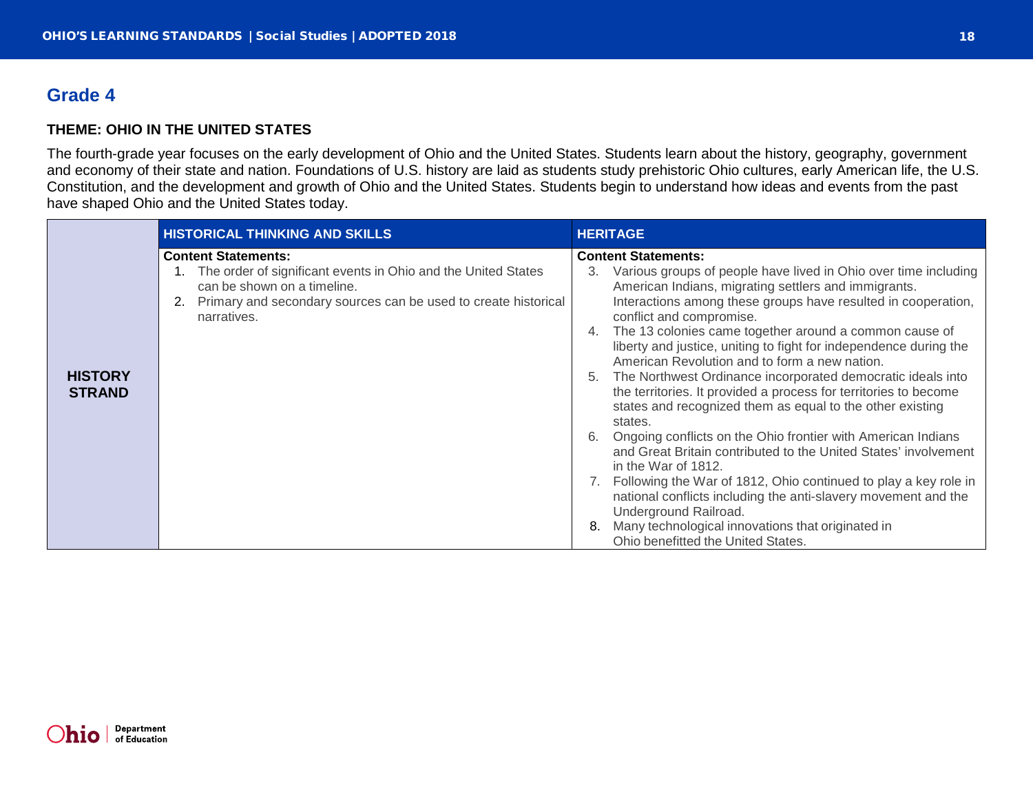## Grade 4

### THEME: OHIO IN THE UNITED STATES

The fourth-grade year focuses on the early development of Ohio and the United States. Students learn about the history, geography, government and economy of their state and nation. Foundations of U.S. history are laid as students study prehistoric Ohio cultures, early American life, the U.S. Constitution, and the development and growth of Ohio and the United States. Students begin to understand how ideas and events from the past have shaped Ohio and the United States today.

| | HISTORICAL THINKING AND SKILLS | HERITAGE |
|---|---|---|
| **HISTORY STRAND** | **Content Statements:**<br>1. The order of significant events in Ohio and the United States can be shown on a timeline.<br>2. Primary and secondary sources can be used to create historical narratives. | **Content Statements:**<br>3. Various groups of people have lived in Ohio over time including American Indians, migrating settlers and immigrants. Interactions among these groups have resulted in cooperation, conflict and compromise.<br>4. The 13 colonies came together around a common cause of liberty and justice, uniting to fight for independence during the American Revolution and to form a new nation.<br>5. The Northwest Ordinance incorporated democratic ideals into the territories. It provided a process for territories to become states and recognized them as equal to the other existing states.<br>6. Ongoing conflicts on the Ohio frontier with American Indians and Great Britain contributed to the United States' involvement in the War of 1812.<br>7. Following the War of 1812, Ohio continued to play a key role in national conflicts including the anti-slavery movement and the Underground Railroad.<br>8. Many technological innovations that originated in Ohio benefitted the United States. |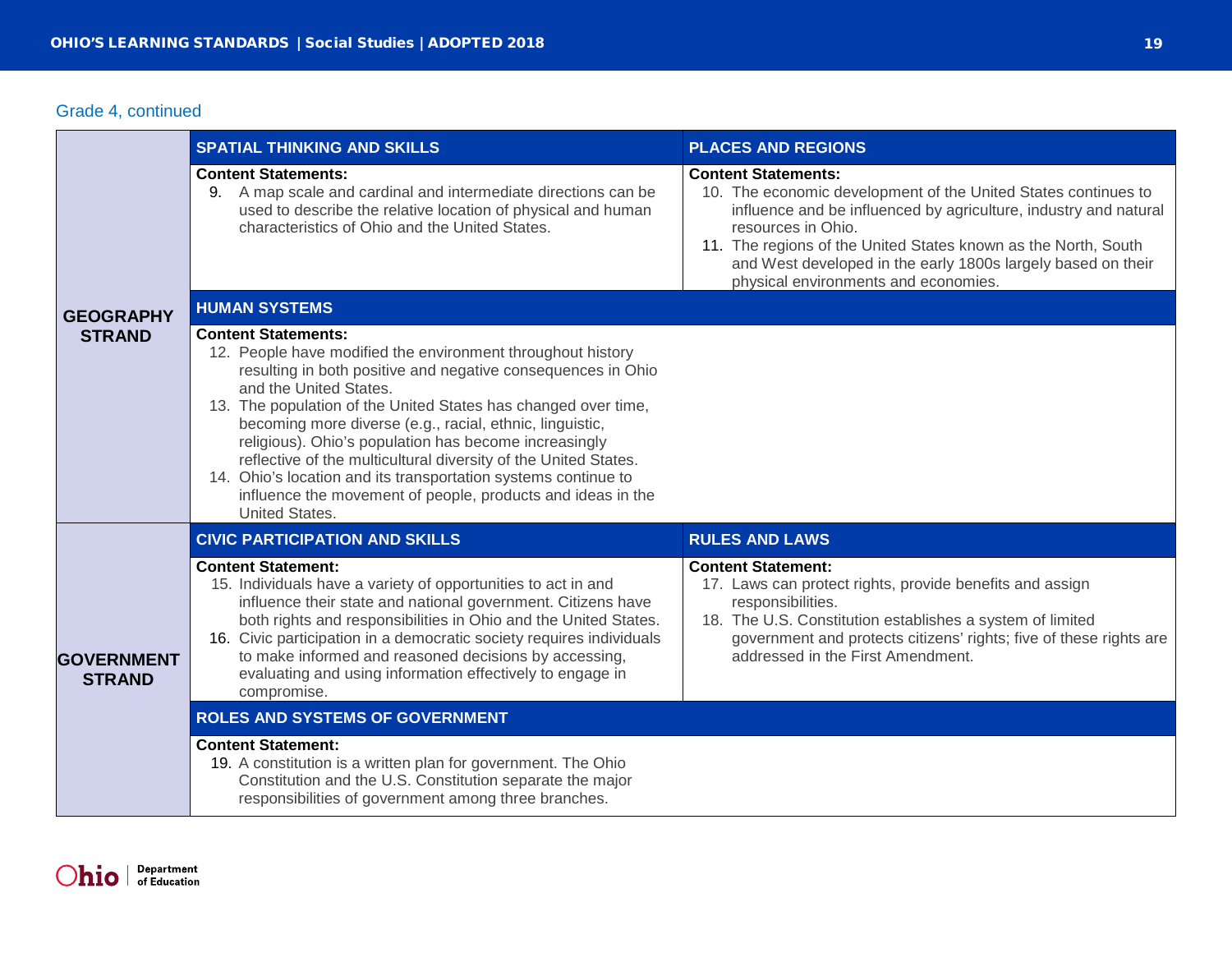Grade 4, continued

| Strand | | |
|---|---|---|
| **GEOGRAPHY STRAND** | **SPATIAL THINKING AND SKILLS** | **PLACES AND REGIONS** |
| | **Content Statements:**<br>9. A map scale and cardinal and intermediate directions can be used to describe the relative location of physical and human characteristics of Ohio and the United States. | **Content Statements:**<br>10. The economic development of the United States continues to influence and be influenced by agriculture, industry and natural resources in Ohio.<br>11. The regions of the United States known as the North, South and West developed in the early 1800s largely based on their physical environments and economies. |
| | **HUMAN SYSTEMS** | |
| | **Content Statements:**<br>12. People have modified the environment throughout history resulting in both positive and negative consequences in Ohio and the United States.<br>13. The population of the United States has changed over time, becoming more diverse (e.g., racial, ethnic, linguistic, religious). Ohio's population has become increasingly reflective of the multicultural diversity of the United States.<br>14. Ohio's location and its transportation systems continue to influence the movement of people, products and ideas in the United States. | |
| **GOVERNMENT STRAND** | **CIVIC PARTICIPATION AND SKILLS** | **RULES AND LAWS** |
| | **Content Statement:**<br>15. Individuals have a variety of opportunities to act in and influence their state and national government. Citizens have both rights and responsibilities in Ohio and the United States.<br>16. Civic participation in a democratic society requires individuals to make informed and reasoned decisions by accessing, evaluating and using information effectively to engage in compromise. | **Content Statement:**<br>17. Laws can protect rights, provide benefits and assign responsibilities.<br>18. The U.S. Constitution establishes a system of limited government and protects citizens' rights; five of these rights are addressed in the First Amendment. |
| | **ROLES AND SYSTEMS OF GOVERNMENT** | |
| | **Content Statement:**<br>19. A constitution is a written plan for government. The Ohio Constitution and the U.S. Constitution separate the major responsibilities of government among three branches. | |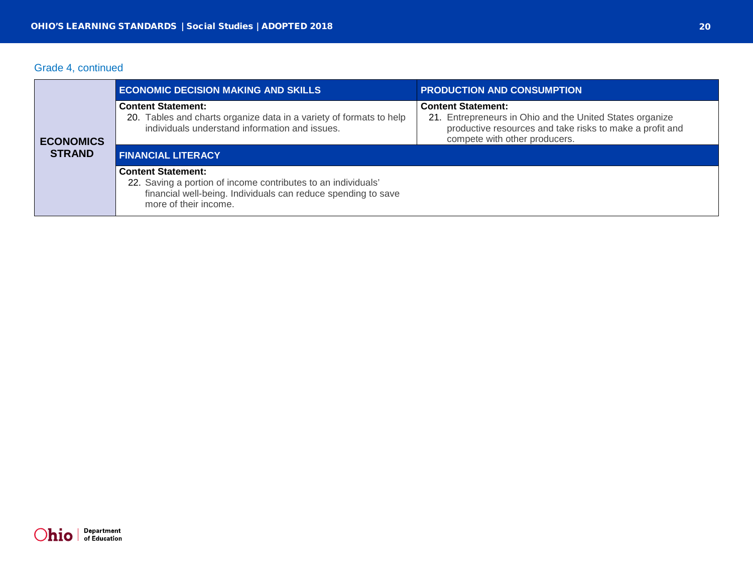Grade 4, continued

| ECONOMICS STRAND | ECONOMIC DECISION MAKING AND SKILLS | PRODUCTION AND CONSUMPTION |
|---|---|---|
| | **Content Statement:**<br>20. Tables and charts organize data in a variety of formats to help individuals understand information and issues. | **Content Statement:**<br>21. Entrepreneurs in Ohio and the United States organize productive resources and take risks to make a profit and compete with other producers. |
| | **FINANCIAL LITERACY** | |
| | **Content Statement:**<br>22. Saving a portion of income contributes to an individuals' financial well-being. Individuals can reduce spending to save more of their income. | |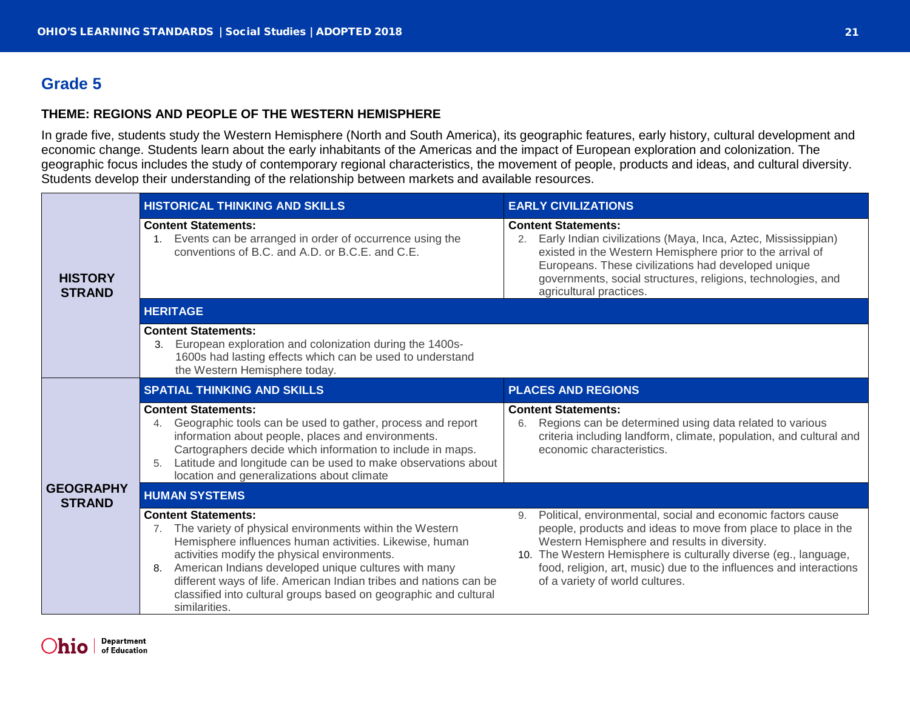## Grade 5

### THEME: REGIONS AND PEOPLE OF THE WESTERN HEMISPHERE

In grade five, students study the Western Hemisphere (North and South America), its geographic features, early history, cultural development and economic change. Students learn about the early inhabitants of the Americas and the impact of European exploration and colonization. The geographic focus includes the study of contemporary regional characteristics, the movement of people, products and ideas, and cultural diversity. Students develop their understanding of the relationship between markets and available resources.

| Strand | | |
|---|---|---|
| **HISTORY STRAND** | **HISTORICAL THINKING AND SKILLS** | **EARLY CIVILIZATIONS** |
| | **Content Statements:**<br>1. Events can be arranged in order of occurrence using the conventions of B.C. and A.D. or B.C.E. and C.E. | **Content Statements:**<br>2. Early Indian civilizations (Maya, Inca, Aztec, Mississippian) existed in the Western Hemisphere prior to the arrival of Europeans. These civilizations had developed unique governments, social structures, religions, technologies, and agricultural practices. |
| | **HERITAGE** | |
| | **Content Statements:**<br>3. European exploration and colonization during the 1400s-1600s had lasting effects which can be used to understand the Western Hemisphere today. | |
| **GEOGRAPHY STRAND** | **SPATIAL THINKING AND SKILLS** | **PLACES AND REGIONS** |
| | **Content Statements:**<br>4. Geographic tools can be used to gather, process and report information about people, places and environments. Cartographers decide which information to include in maps.<br>5. Latitude and longitude can be used to make observations about location and generalizations about climate | **Content Statements:**<br>6. Regions can be determined using data related to various criteria including landform, climate, population, and cultural and economic characteristics. |
| | **HUMAN SYSTEMS** | |
| | **Content Statements:**<br>7. The variety of physical environments within the Western Hemisphere influences human activities. Likewise, human activities modify the physical environments.<br>8. American Indians developed unique cultures with many different ways of life. American Indian tribes and nations can be classified into cultural groups based on geographic and cultural similarities. | 9. Political, environmental, social and economic factors cause people, products and ideas to move from place to place in the Western Hemisphere and results in diversity.<br>10. The Western Hemisphere is culturally diverse (eg., language, food, religion, art, music) due to the influences and interactions of a variety of world cultures. |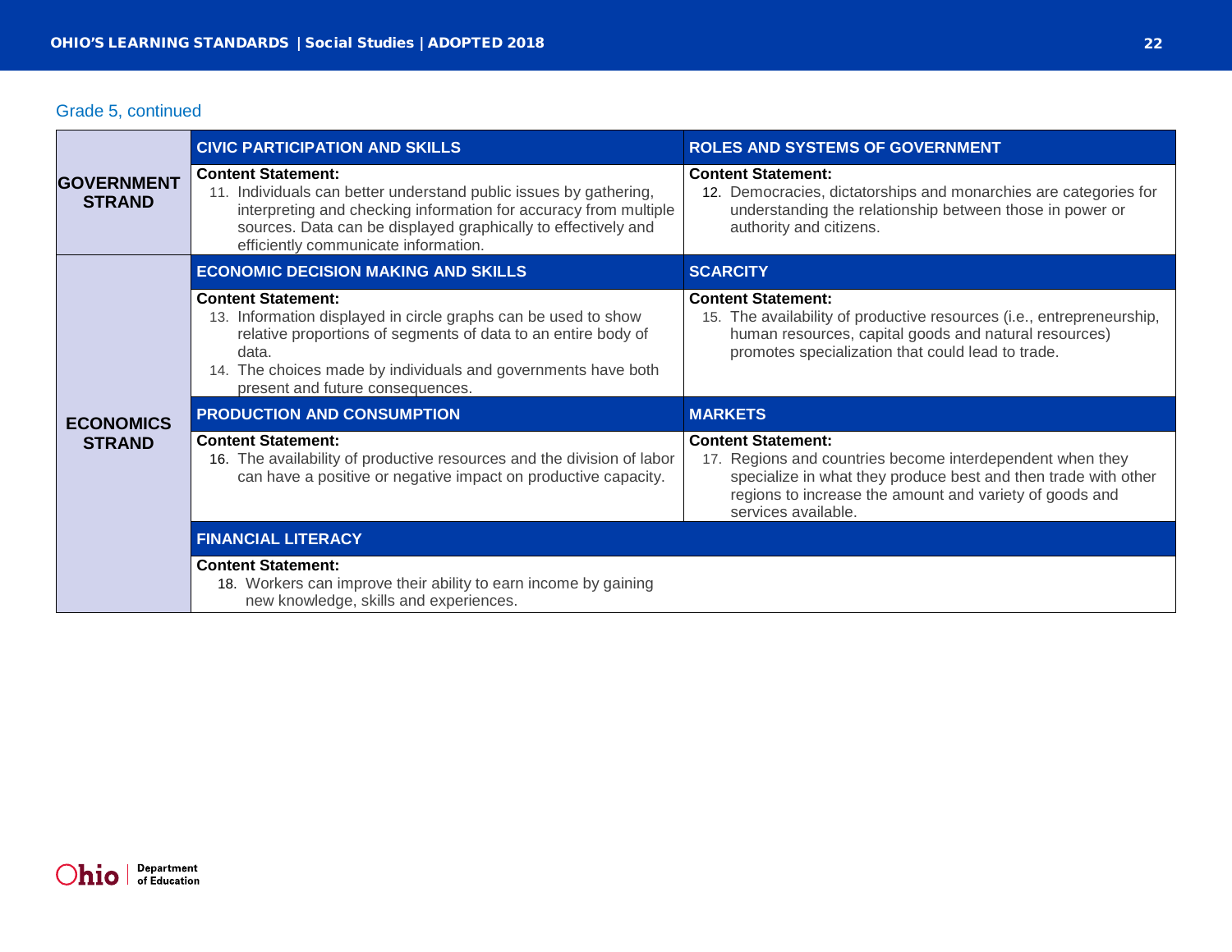Grade 5, continued

| | | |
|---|---|---|
| **GOVERNMENT STRAND** | **CIVIC PARTICIPATION AND SKILLS** | **ROLES AND SYSTEMS OF GOVERNMENT** |
| | **Content Statement:** 11. Individuals can better understand public issues by gathering, interpreting and checking information for accuracy from multiple sources. Data can be displayed graphically to effectively and efficiently communicate information. | **Content Statement:** 12. Democracies, dictatorships and monarchies are categories for understanding the relationship between those in power or authority and citizens. |
| **ECONOMICS STRAND** | **ECONOMIC DECISION MAKING AND SKILLS** | **SCARCITY** |
| | **Content Statement:** 13. Information displayed in circle graphs can be used to show relative proportions of segments of data to an entire body of data. 14. The choices made by individuals and governments have both present and future consequences. | **Content Statement:** 15. The availability of productive resources (i.e., entrepreneurship, human resources, capital goods and natural resources) promotes specialization that could lead to trade. |
| | **PRODUCTION AND CONSUMPTION** | **MARKETS** |
| | **Content Statement:** 16. The availability of productive resources and the division of labor can have a positive or negative impact on productive capacity. | **Content Statement:** 17. Regions and countries become interdependent when they specialize in what they produce best and then trade with other regions to increase the amount and variety of goods and services available. |
| | **FINANCIAL LITERACY** | |
| | **Content Statement:** 18. Workers can improve their ability to earn income by gaining new knowledge, skills and experiences. | |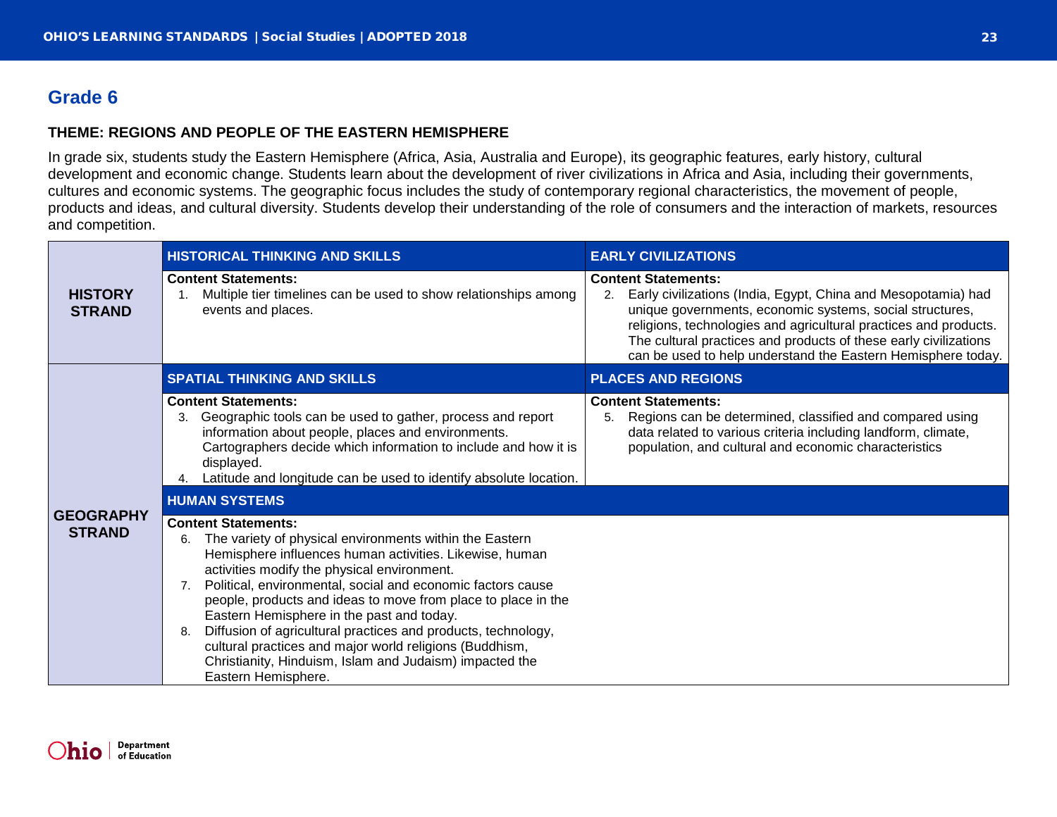## Grade 6

### THEME: REGIONS AND PEOPLE OF THE EASTERN HEMISPHERE

In grade six, students study the Eastern Hemisphere (Africa, Asia, Australia and Europe), its geographic features, early history, cultural development and economic change. Students learn about the development of river civilizations in Africa and Asia, including their governments, cultures and economic systems. The geographic focus includes the study of contemporary regional characteristics, the movement of people, products and ideas, and cultural diversity. Students develop their understanding of the role of consumers and the interaction of markets, resources and competition.

| | | |
|---|---|---|
| **HISTORY STRAND** | **HISTORICAL THINKING AND SKILLS** | **EARLY CIVILIZATIONS** |
| | **Content Statements:**<br>1. Multiple tier timelines can be used to show relationships among events and places. | **Content Statements:**<br>2. Early civilizations (India, Egypt, China and Mesopotamia) had unique governments, economic systems, social structures, religions, technologies and agricultural practices and products. The cultural practices and products of these early civilizations can be used to help understand the Eastern Hemisphere today. |
| **GEOGRAPHY STRAND** | **SPATIAL THINKING AND SKILLS** | **PLACES AND REGIONS** |
| | **Content Statements:**<br>3. Geographic tools can be used to gather, process and report information about people, places and environments. Cartographers decide which information to include and how it is displayed.<br>4. Latitude and longitude can be used to identify absolute location. | **Content Statements:**<br>5. Regions can be determined, classified and compared using data related to various criteria including landform, climate, population, and cultural and economic characteristics |
| | **HUMAN SYSTEMS** | |
| | **Content Statements:**<br>6. The variety of physical environments within the Eastern Hemisphere influences human activities. Likewise, human activities modify the physical environment.<br>7. Political, environmental, social and economic factors cause people, products and ideas to move from place to place in the Eastern Hemisphere in the past and today.<br>8. Diffusion of agricultural practices and products, technology, cultural practices and major world religions (Buddhism, Christianity, Hinduism, Islam and Judaism) impacted the Eastern Hemisphere. | |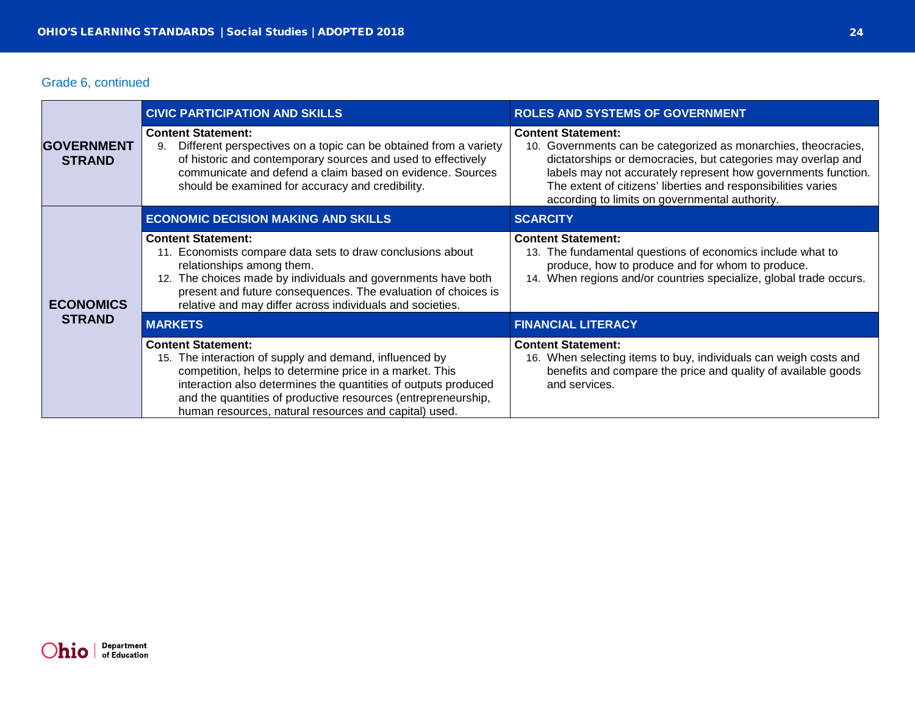Grade 6, continued

| | CIVIC PARTICIPATION AND SKILLS | ROLES AND SYSTEMS OF GOVERNMENT |
|---|---|---|
| **GOVERNMENT STRAND** | **Content Statement:**<br>9. Different perspectives on a topic can be obtained from a variety of historic and contemporary sources and used to effectively communicate and defend a claim based on evidence. Sources should be examined for accuracy and credibility. | **Content Statement:**<br>10. Governments can be categorized as monarchies, theocracies, dictatorships or democracies, but categories may overlap and labels may not accurately represent how governments function. The extent of citizens' liberties and responsibilities varies according to limits on governmental authority. |
| | **ECONOMIC DECISION MAKING AND SKILLS** | **SCARCITY** |
| **ECONOMICS STRAND** | **Content Statement:**<br>11. Economists compare data sets to draw conclusions about relationships among them.<br>12. The choices made by individuals and governments have both present and future consequences. The evaluation of choices is relative and may differ across individuals and societies. | **Content Statement:**<br>13. The fundamental questions of economics include what to produce, how to produce and for whom to produce.<br>14. When regions and/or countries specialize, global trade occurs. |
| | **MARKETS** | **FINANCIAL LITERACY** |
| | **Content Statement:**<br>15. The interaction of supply and demand, influenced by competition, helps to determine price in a market. This interaction also determines the quantities of outputs produced and the quantities of productive resources (entrepreneurship, human resources, natural resources and capital) used. | **Content Statement:**<br>16. When selecting items to buy, individuals can weigh costs and benefits and compare the price and quality of available goods and services. |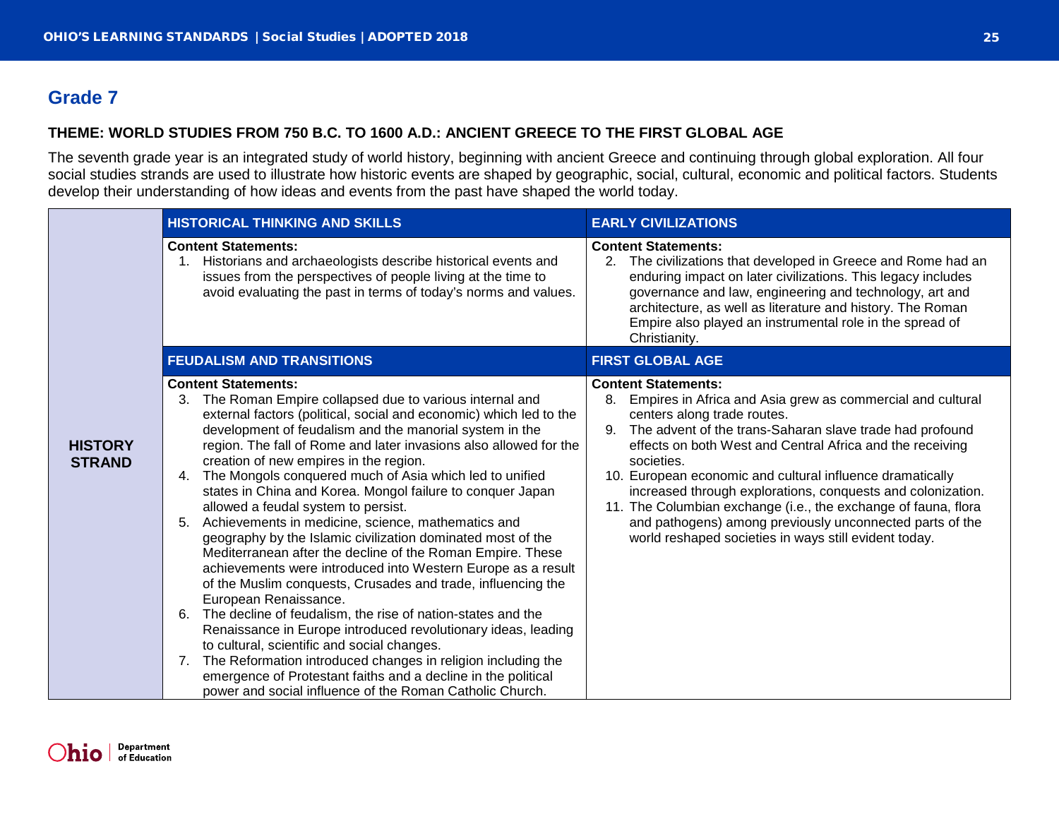## Grade 7

**THEME: WORLD STUDIES FROM 750 B.C. TO 1600 A.D.: ANCIENT GREECE TO THE FIRST GLOBAL AGE**

The seventh grade year is an integrated study of world history, beginning with ancient Greece and continuing through global exploration. All four social studies strands are used to illustrate how historic events are shaped by geographic, social, cultural, economic and political factors. Students develop their understanding of how ideas and events from the past have shaped the world today.

| | HISTORICAL THINKING AND SKILLS | EARLY CIVILIZATIONS |
|---|---|---|
| **HISTORY STRAND** | **Content Statements:**<br>1. Historians and archaeologists describe historical events and issues from the perspectives of people living at the time to avoid evaluating the past in terms of today's norms and values. | **Content Statements:**<br>2. The civilizations that developed in Greece and Rome had an enduring impact on later civilizations. This legacy includes governance and law, engineering and technology, art and architecture, as well as literature and history. The Roman Empire also played an instrumental role in the spread of Christianity. |
| | **FEUDALISM AND TRANSITIONS** | **FIRST GLOBAL AGE** |
| | **Content Statements:**<br>3. The Roman Empire collapsed due to various internal and external factors (political, social and economic) which led to the development of feudalism and the manorial system in the region. The fall of Rome and later invasions also allowed for the creation of new empires in the region.<br>4. The Mongols conquered much of Asia which led to unified states in China and Korea. Mongol failure to conquer Japan allowed a feudal system to persist.<br>5. Achievements in medicine, science, mathematics and geography by the Islamic civilization dominated most of the Mediterranean after the decline of the Roman Empire. These achievements were introduced into Western Europe as a result of the Muslim conquests, Crusades and trade, influencing the European Renaissance.<br>6. The decline of feudalism, the rise of nation-states and the Renaissance in Europe introduced revolutionary ideas, leading to cultural, scientific and social changes.<br>7. The Reformation introduced changes in religion including the emergence of Protestant faiths and a decline in the political power and social influence of the Roman Catholic Church. | **Content Statements:**<br>8. Empires in Africa and Asia grew as commercial and cultural centers along trade routes.<br>9. The advent of the trans-Saharan slave trade had profound effects on both West and Central Africa and the receiving societies.<br>10. European economic and cultural influence dramatically increased through explorations, conquests and colonization.<br>11. The Columbian exchange (i.e., the exchange of fauna, flora and pathogens) among previously unconnected parts of the world reshaped societies in ways still evident today. |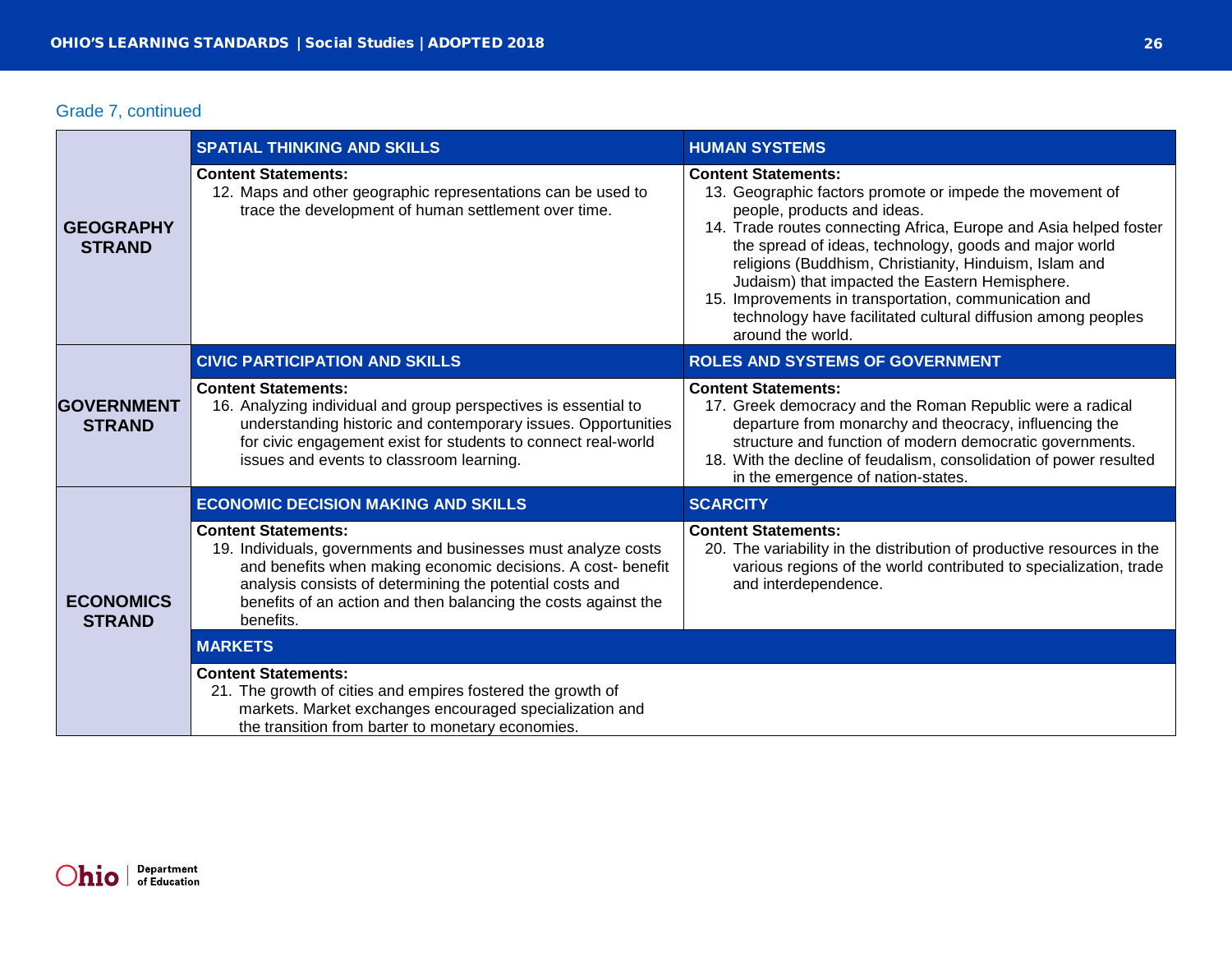Grade 7, continued

| Strand | Topic | Content Statements |
| --- | --- | --- |
| **GEOGRAPHY STRAND** | **SPATIAL THINKING AND SKILLS** | **Content Statements:**<br>12. Maps and other geographic representations can be used to trace the development of human settlement over time. |
| | **HUMAN SYSTEMS** | **Content Statements:**<br>13. Geographic factors promote or impede the movement of people, products and ideas.<br>14. Trade routes connecting Africa, Europe and Asia helped foster the spread of ideas, technology, goods and major world religions (Buddhism, Christianity, Hinduism, Islam and Judaism) that impacted the Eastern Hemisphere.<br>15. Improvements in transportation, communication and technology have facilitated cultural diffusion among peoples around the world. |
| **GOVERNMENT STRAND** | **CIVIC PARTICIPATION AND SKILLS** | **Content Statements:**<br>16. Analyzing individual and group perspectives is essential to understanding historic and contemporary issues. Opportunities for civic engagement exist for students to connect real-world issues and events to classroom learning. |
| | **ROLES AND SYSTEMS OF GOVERNMENT** | **Content Statements:**<br>17. Greek democracy and the Roman Republic were a radical departure from monarchy and theocracy, influencing the structure and function of modern democratic governments.<br>18. With the decline of feudalism, consolidation of power resulted in the emergence of nation-states. |
| **ECONOMICS STRAND** | **ECONOMIC DECISION MAKING AND SKILLS** | **Content Statements:**<br>19. Individuals, governments and businesses must analyze costs and benefits when making economic decisions. A cost- benefit analysis consists of determining the potential costs and benefits of an action and then balancing the costs against the benefits. |
| | **SCARCITY** | **Content Statements:**<br>20. The variability in the distribution of productive resources in the various regions of the world contributed to specialization, trade and interdependence. |
| | **MARKETS** | **Content Statements:**<br>21. The growth of cities and empires fostered the growth of markets. Market exchanges encouraged specialization and the transition from barter to monetary economies. |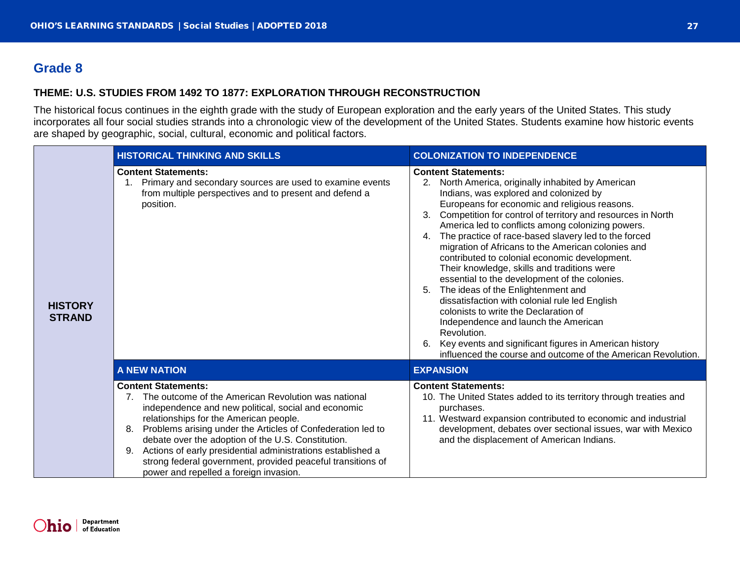## Grade 8

**THEME: U.S. STUDIES FROM 1492 TO 1877: EXPLORATION THROUGH RECONSTRUCTION**

The historical focus continues in the eighth grade with the study of European exploration and the early years of the United States. This study incorporates all four social studies strands into a chronologic view of the development of the United States. Students examine how historic events are shaped by geographic, social, cultural, economic and political factors.

| | HISTORICAL THINKING AND SKILLS | COLONIZATION TO INDEPENDENCE |
|---|---|---|
| **HISTORY STRAND** | **Content Statements:**<br>1. Primary and secondary sources are used to examine events from multiple perspectives and to present and defend a position. | **Content Statements:**<br>2. North America, originally inhabited by American Indians, was explored and colonized by Europeans for economic and religious reasons.<br>3. Competition for control of territory and resources in North America led to conflicts among colonizing powers.<br>4. The practice of race-based slavery led to the forced migration of Africans to the American colonies and contributed to colonial economic development. Their knowledge, skills and traditions were essential to the development of the colonies.<br>5. The ideas of the Enlightenment and dissatisfaction with colonial rule led English colonists to write the Declaration of Independence and launch the American Revolution.<br>6. Key events and significant figures in American history influenced the course and outcome of the American Revolution. |
| | **A NEW NATION** | **EXPANSION** |
| | **Content Statements:**<br>7. The outcome of the American Revolution was national independence and new political, social and economic relationships for the American people.<br>8. Problems arising under the Articles of Confederation led to debate over the adoption of the U.S. Constitution.<br>9. Actions of early presidential administrations established a strong federal government, provided peaceful transitions of power and repelled a foreign invasion. | **Content Statements:**<br>10. The United States added to its territory through treaties and purchases.<br>11. Westward expansion contributed to economic and industrial development, debates over sectional issues, war with Mexico and the displacement of American Indians. |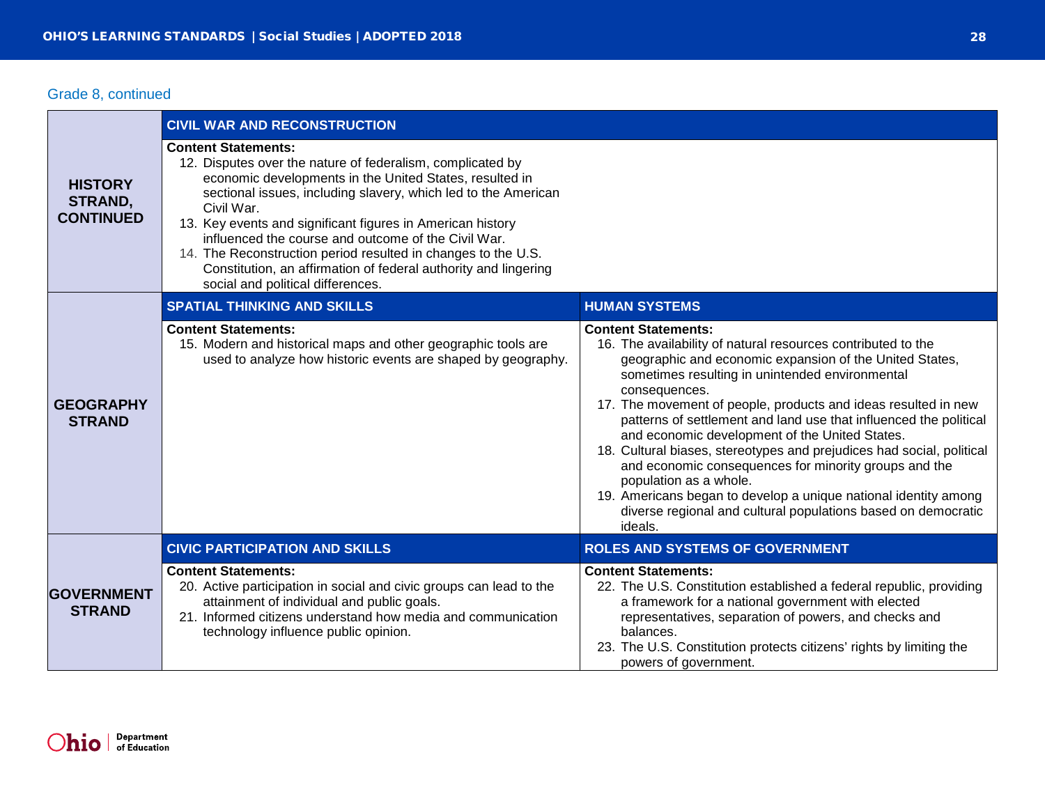Grade 8, continued

| | | |
|---|---|---|
| **HISTORY STRAND, CONTINUED** | **CIVIL WAR AND RECONSTRUCTION**<br><br>**Content Statements:**<br>12. Disputes over the nature of federalism, complicated by economic developments in the United States, resulted in sectional issues, including slavery, which led to the American Civil War.<br>13. Key events and significant figures in American history influenced the course and outcome of the Civil War.<br>14. The Reconstruction period resulted in changes to the U.S. Constitution, an affirmation of federal authority and lingering social and political differences. | |
| **GEOGRAPHY STRAND** | **SPATIAL THINKING AND SKILLS**<br><br>**Content Statements:**<br>15. Modern and historical maps and other geographic tools are used to analyze how historic events are shaped by geography. | **HUMAN SYSTEMS**<br><br>**Content Statements:**<br>16. The availability of natural resources contributed to the geographic and economic expansion of the United States, sometimes resulting in unintended environmental consequences.<br>17. The movement of people, products and ideas resulted in new patterns of settlement and land use that influenced the political and economic development of the United States.<br>18. Cultural biases, stereotypes and prejudices had social, political and economic consequences for minority groups and the population as a whole.<br>19. Americans began to develop a unique national identity among diverse regional and cultural populations based on democratic ideals. |
| **GOVERNMENT STRAND** | **CIVIC PARTICIPATION AND SKILLS**<br><br>**Content Statements:**<br>20. Active participation in social and civic groups can lead to the attainment of individual and public goals.<br>21. Informed citizens understand how media and communication technology influence public opinion. | **ROLES AND SYSTEMS OF GOVERNMENT**<br><br>**Content Statements:**<br>22. The U.S. Constitution established a federal republic, providing a framework for a national government with elected representatives, separation of powers, and checks and balances.<br>23. The U.S. Constitution protects citizens' rights by limiting the powers of government. |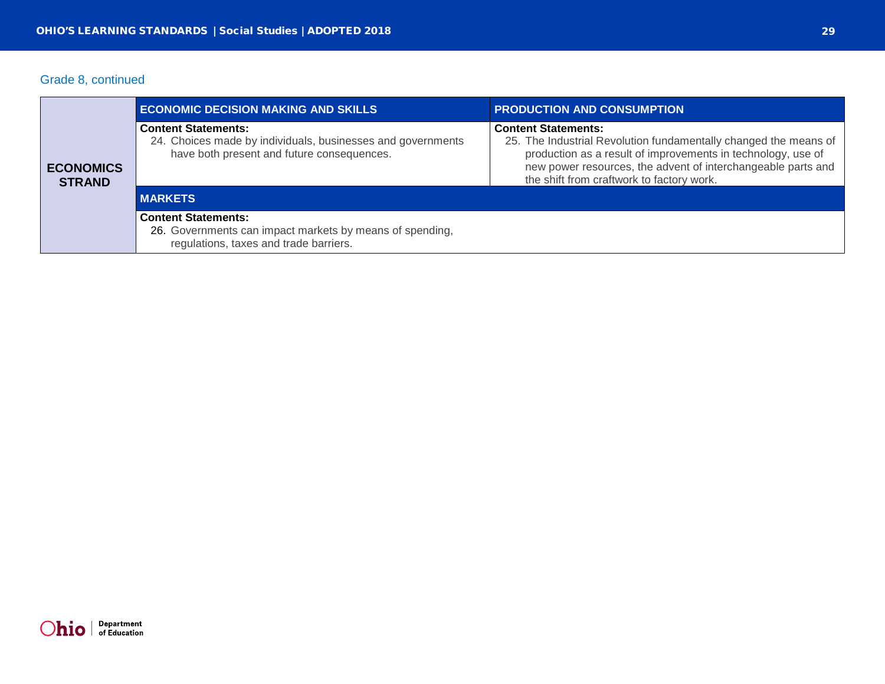Grade 8, continued

| ECONOMICS STRAND | ECONOMIC DECISION MAKING AND SKILLS | PRODUCTION AND CONSUMPTION |
|---|---|---|
| | **Content Statements:**<br>24. Choices made by individuals, businesses and governments have both present and future consequences. | **Content Statements:**<br>25. The Industrial Revolution fundamentally changed the means of production as a result of improvements in technology, use of new power resources, the advent of interchangeable parts and the shift from craftwork to factory work. |
| | **MARKETS** | |
| | **Content Statements:**<br>26. Governments can impact markets by means of spending, regulations, taxes and trade barriers. | |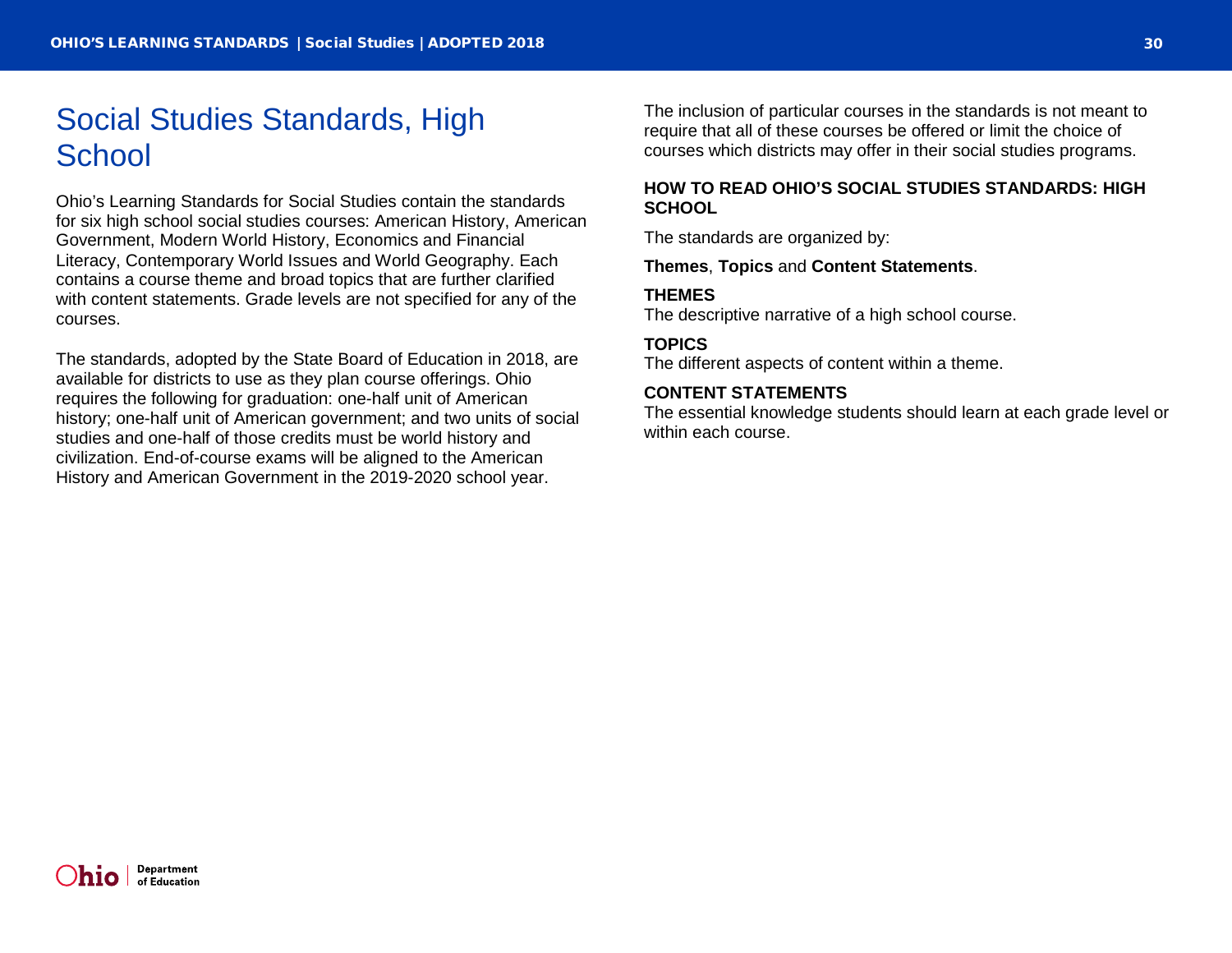# Social Studies Standards, High School

Ohio's Learning Standards for Social Studies contain the standards for six high school social studies courses: American History, American Government, Modern World History, Economics and Financial Literacy, Contemporary World Issues and World Geography. Each contains a course theme and broad topics that are further clarified with content statements. Grade levels are not specified for any of the courses.

The standards, adopted by the State Board of Education in 2018, are available for districts to use as they plan course offerings. Ohio requires the following for graduation: one-half unit of American history; one-half unit of American government; and two units of social studies and one-half of those credits must be world history and civilization. End-of-course exams will be aligned to the American History and American Government in the 2019-2020 school year.

The inclusion of particular courses in the standards is not meant to require that all of these courses be offered or limit the choice of courses which districts may offer in their social studies programs.

### HOW TO READ OHIO'S SOCIAL STUDIES STANDARDS: HIGH SCHOOL

The standards are organized by:

**Themes**, **Topics** and **Content Statements**.

**THEMES**
The descriptive narrative of a high school course.

**TOPICS**
The different aspects of content within a theme.

**CONTENT STATEMENTS**
The essential knowledge students should learn at each grade level or within each course.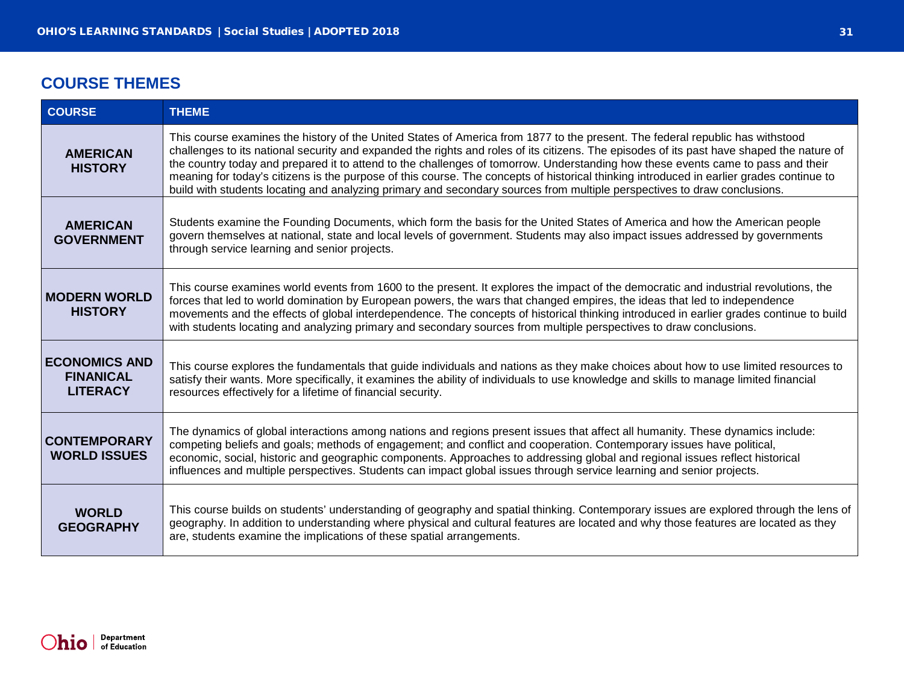## COURSE THEMES

| COURSE | THEME |
|---|---|
| **AMERICAN HISTORY** | This course examines the history of the United States of America from 1877 to the present. The federal republic has withstood challenges to its national security and expanded the rights and roles of its citizens. The episodes of its past have shaped the nature of the country today and prepared it to attend to the challenges of tomorrow. Understanding how these events came to pass and their meaning for today's citizens is the purpose of this course. The concepts of historical thinking introduced in earlier grades continue to build with students locating and analyzing primary and secondary sources from multiple perspectives to draw conclusions. |
| **AMERICAN GOVERNMENT** | Students examine the Founding Documents, which form the basis for the United States of America and how the American people govern themselves at national, state and local levels of government. Students may also impact issues addressed by governments through service learning and senior projects. |
| **MODERN WORLD HISTORY** | This course examines world events from 1600 to the present. It explores the impact of the democratic and industrial revolutions, the forces that led to world domination by European powers, the wars that changed empires, the ideas that led to independence movements and the effects of global interdependence. The concepts of historical thinking introduced in earlier grades continue to build with students locating and analyzing primary and secondary sources from multiple perspectives to draw conclusions. |
| **ECONOMICS AND FINANICAL LITERACY** | This course explores the fundamentals that guide individuals and nations as they make choices about how to use limited resources to satisfy their wants. More specifically, it examines the ability of individuals to use knowledge and skills to manage limited financial resources effectively for a lifetime of financial security. |
| **CONTEMPORARY WORLD ISSUES** | The dynamics of global interactions among nations and regions present issues that affect all humanity. These dynamics include: competing beliefs and goals; methods of engagement; and conflict and cooperation. Contemporary issues have political, economic, social, historic and geographic components. Approaches to addressing global and regional issues reflect historical influences and multiple perspectives. Students can impact global issues through service learning and senior projects. |
| **WORLD GEOGRAPHY** | This course builds on students' understanding of geography and spatial thinking. Contemporary issues are explored through the lens of geography. In addition to understanding where physical and cultural features are located and why those features are located as they are, students examine the implications of these spatial arrangements. |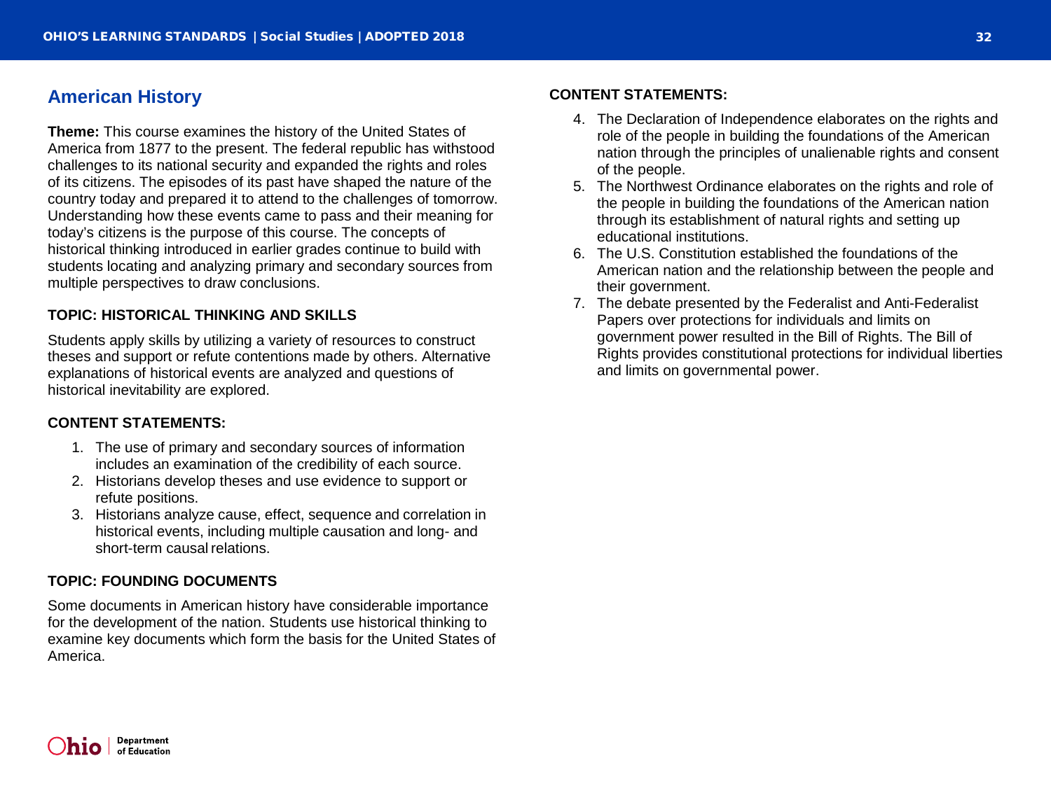## American History

**Theme:** This course examines the history of the United States of America from 1877 to the present. The federal republic has withstood challenges to its national security and expanded the rights and roles of its citizens. The episodes of its past have shaped the nature of the country today and prepared it to attend to the challenges of tomorrow. Understanding how these events came to pass and their meaning for today's citizens is the purpose of this course. The concepts of historical thinking introduced in earlier grades continue to build with students locating and analyzing primary and secondary sources from multiple perspectives to draw conclusions.

### TOPIC: HISTORICAL THINKING AND SKILLS

Students apply skills by utilizing a variety of resources to construct theses and support or refute contentions made by others. Alternative explanations of historical events are analyzed and questions of historical inevitability are explored.

#### CONTENT STATEMENTS:

1. The use of primary and secondary sources of information includes an examination of the credibility of each source.
2. Historians develop theses and use evidence to support or refute positions.
3. Historians analyze cause, effect, sequence and correlation in historical events, including multiple causation and long- and short-term causal relations.

### TOPIC: FOUNDING DOCUMENTS

Some documents in American history have considerable importance for the development of the nation. Students use historical thinking to examine key documents which form the basis for the United States of America.

#### CONTENT STATEMENTS:

4. The Declaration of Independence elaborates on the rights and role of the people in building the foundations of the American nation through the principles of unalienable rights and consent of the people.
5. The Northwest Ordinance elaborates on the rights and role of the people in building the foundations of the American nation through its establishment of natural rights and setting up educational institutions.
6. The U.S. Constitution established the foundations of the American nation and the relationship between the people and their government.
7. The debate presented by the Federalist and Anti-Federalist Papers over protections for individuals and limits on government power resulted in the Bill of Rights. The Bill of Rights provides constitutional protections for individual liberties and limits on governmental power.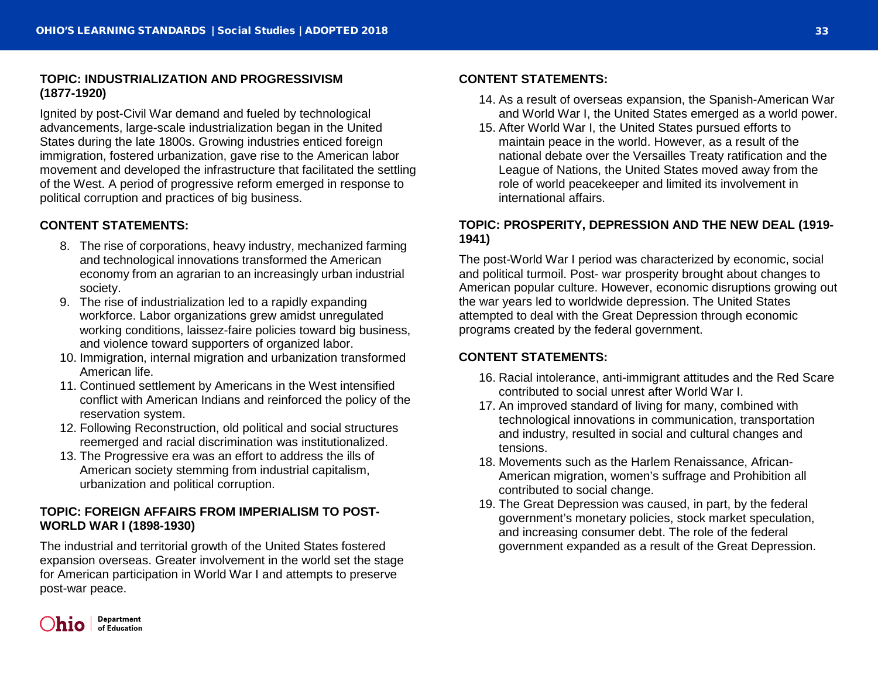### TOPIC: INDUSTRIALIZATION AND PROGRESSIVISM (1877-1920)

Ignited by post-Civil War demand and fueled by technological advancements, large-scale industrialization began in the United States during the late 1800s. Growing industries enticed foreign immigration, fostered urbanization, gave rise to the American labor movement and developed the infrastructure that facilitated the settling of the West. A period of progressive reform emerged in response to political corruption and practices of big business.

**CONTENT STATEMENTS:**

8. The rise of corporations, heavy industry, mechanized farming and technological innovations transformed the American economy from an agrarian to an increasingly urban industrial society.
9. The rise of industrialization led to a rapidly expanding workforce. Labor organizations grew amidst unregulated working conditions, laissez-faire policies toward big business, and violence toward supporters of organized labor.
10. Immigration, internal migration and urbanization transformed American life.
11. Continued settlement by Americans in the West intensified conflict with American Indians and reinforced the policy of the reservation system.
12. Following Reconstruction, old political and social structures reemerged and racial discrimination was institutionalized.
13. The Progressive era was an effort to address the ills of American society stemming from industrial capitalism, urbanization and political corruption.

### TOPIC: FOREIGN AFFAIRS FROM IMPERIALISM TO POST-WORLD WAR I (1898-1930)

The industrial and territorial growth of the United States fostered expansion overseas. Greater involvement in the world set the stage for American participation in World War I and attempts to preserve post-war peace.

**CONTENT STATEMENTS:**

14. As a result of overseas expansion, the Spanish-American War and World War I, the United States emerged as a world power.
15. After World War I, the United States pursued efforts to maintain peace in the world. However, as a result of the national debate over the Versailles Treaty ratification and the League of Nations, the United States moved away from the role of world peacekeeper and limited its involvement in international affairs.

### TOPIC: PROSPERITY, DEPRESSION AND THE NEW DEAL (1919-1941)

The post-World War I period was characterized by economic, social and political turmoil. Post- war prosperity brought about changes to American popular culture. However, economic disruptions growing out the war years led to worldwide depression. The United States attempted to deal with the Great Depression through economic programs created by the federal government.

**CONTENT STATEMENTS:**

16. Racial intolerance, anti-immigrant attitudes and the Red Scare contributed to social unrest after World War I.
17. An improved standard of living for many, combined with technological innovations in communication, transportation and industry, resulted in social and cultural changes and tensions.
18. Movements such as the Harlem Renaissance, African-American migration, women's suffrage and Prohibition all contributed to social change.
19. The Great Depression was caused, in part, by the federal government's monetary policies, stock market speculation, and increasing consumer debt. The role of the federal government expanded as a result of the Great Depression.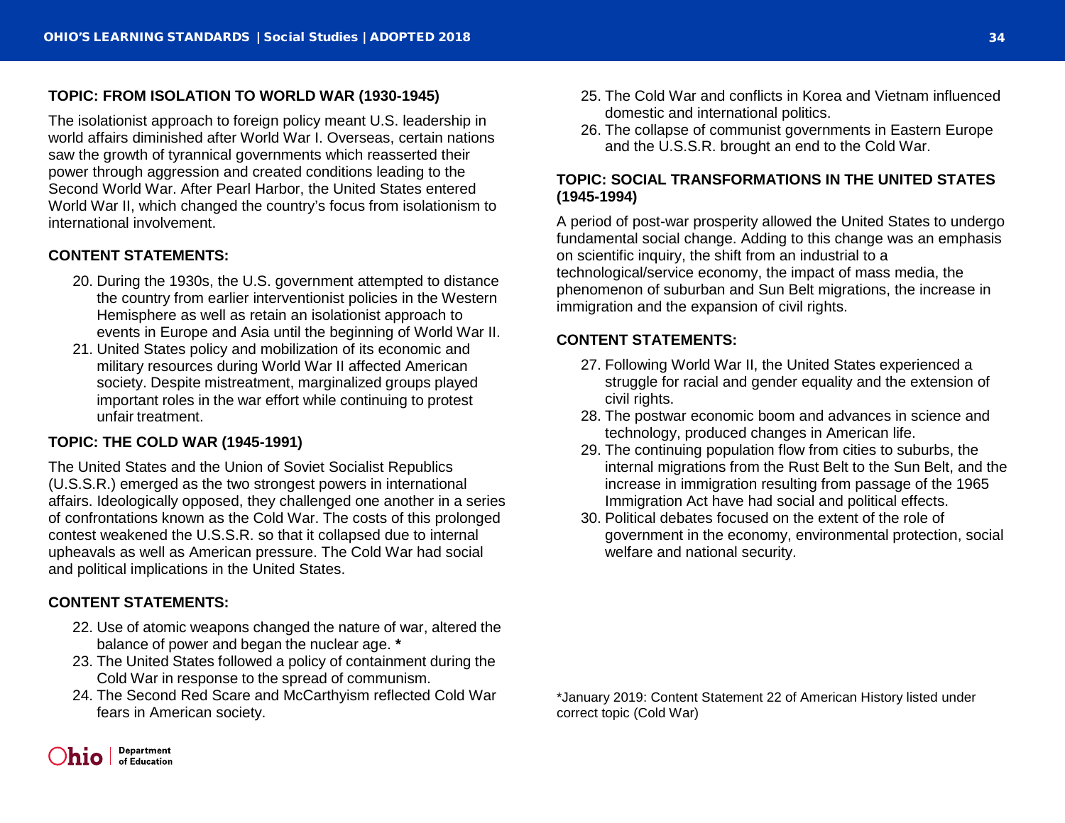**TOPIC: FROM ISOLATION TO WORLD WAR (1930-1945)**

The isolationist approach to foreign policy meant U.S. leadership in world affairs diminished after World War I. Overseas, certain nations saw the growth of tyrannical governments which reasserted their power through aggression and created conditions leading to the Second World War. After Pearl Harbor, the United States entered World War II, which changed the country's focus from isolationism to international involvement.

**CONTENT STATEMENTS:**

20. During the 1930s, the U.S. government attempted to distance the country from earlier interventionist policies in the Western Hemisphere as well as retain an isolationist approach to events in Europe and Asia until the beginning of World War II.
21. United States policy and mobilization of its economic and military resources during World War II affected American society. Despite mistreatment, marginalized groups played important roles in the war effort while continuing to protest unfair treatment.

**TOPIC: THE COLD WAR (1945-1991)**

The United States and the Union of Soviet Socialist Republics (U.S.S.R.) emerged as the two strongest powers in international affairs. Ideologically opposed, they challenged one another in a series of confrontations known as the Cold War. The costs of this prolonged contest weakened the U.S.S.R. so that it collapsed due to internal upheavals as well as American pressure. The Cold War had social and political implications in the United States.

**CONTENT STATEMENTS:**

22. Use of atomic weapons changed the nature of war, altered the balance of power and began the nuclear age. **\***
23. The United States followed a policy of containment during the Cold War in response to the spread of communism.
24. The Second Red Scare and McCarthyism reflected Cold War fears in American society.
25. The Cold War and conflicts in Korea and Vietnam influenced domestic and international politics.
26. The collapse of communist governments in Eastern Europe and the U.S.S.R. brought an end to the Cold War.

**TOPIC: SOCIAL TRANSFORMATIONS IN THE UNITED STATES (1945-1994)**

A period of post-war prosperity allowed the United States to undergo fundamental social change. Adding to this change was an emphasis on scientific inquiry, the shift from an industrial to a technological/service economy, the impact of mass media, the phenomenon of suburban and Sun Belt migrations, the increase in immigration and the expansion of civil rights.

**CONTENT STATEMENTS:**

27. Following World War II, the United States experienced a struggle for racial and gender equality and the extension of civil rights.
28. The postwar economic boom and advances in science and technology, produced changes in American life.
29. The continuing population flow from cities to suburbs, the internal migrations from the Rust Belt to the Sun Belt, and the increase in immigration resulting from passage of the 1965 Immigration Act have had social and political effects.
30. Political debates focused on the extent of the role of government in the economy, environmental protection, social welfare and national security.

*January 2019: Content Statement 22 of American History listed under correct topic (Cold War)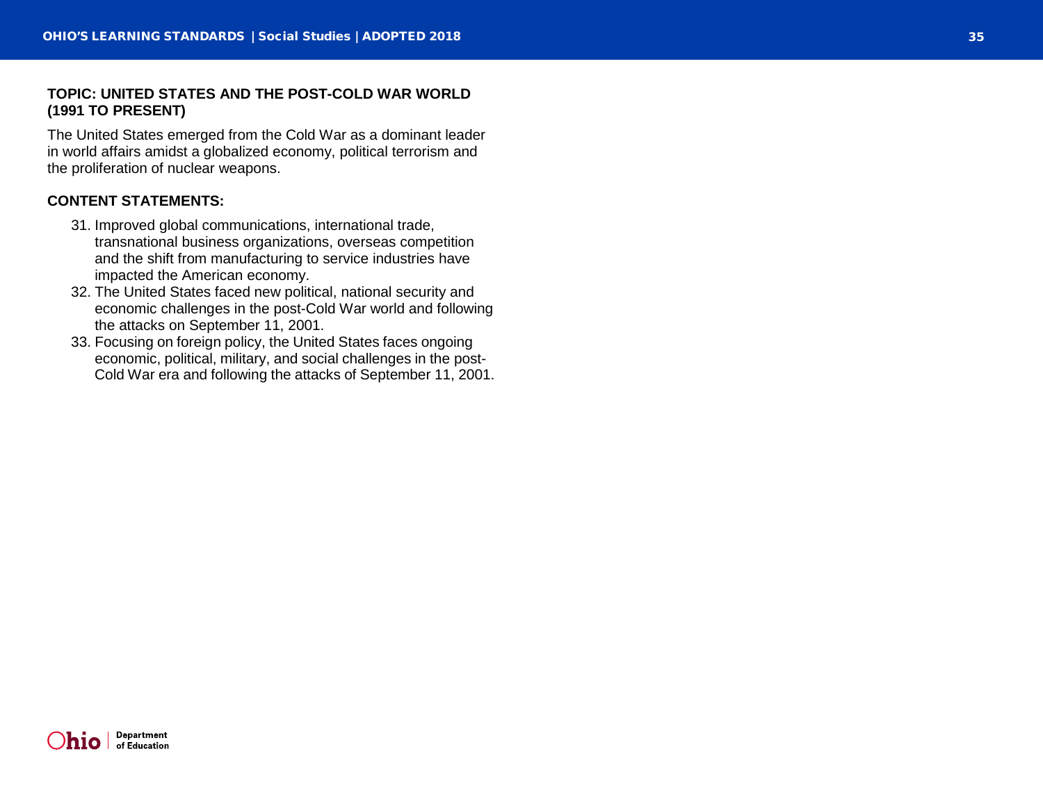## TOPIC: UNITED STATES AND THE POST-COLD WAR WORLD (1991 TO PRESENT)

The United States emerged from the Cold War as a dominant leader in world affairs amidst a globalized economy, political terrorism and the proliferation of nuclear weapons.

### CONTENT STATEMENTS:

31. Improved global communications, international trade, transnational business organizations, overseas competition and the shift from manufacturing to service industries have impacted the American economy.
32. The United States faced new political, national security and economic challenges in the post-Cold War world and following the attacks on September 11, 2001.
33. Focusing on foreign policy, the United States faces ongoing economic, political, military, and social challenges in the post-Cold War era and following the attacks of September 11, 2001.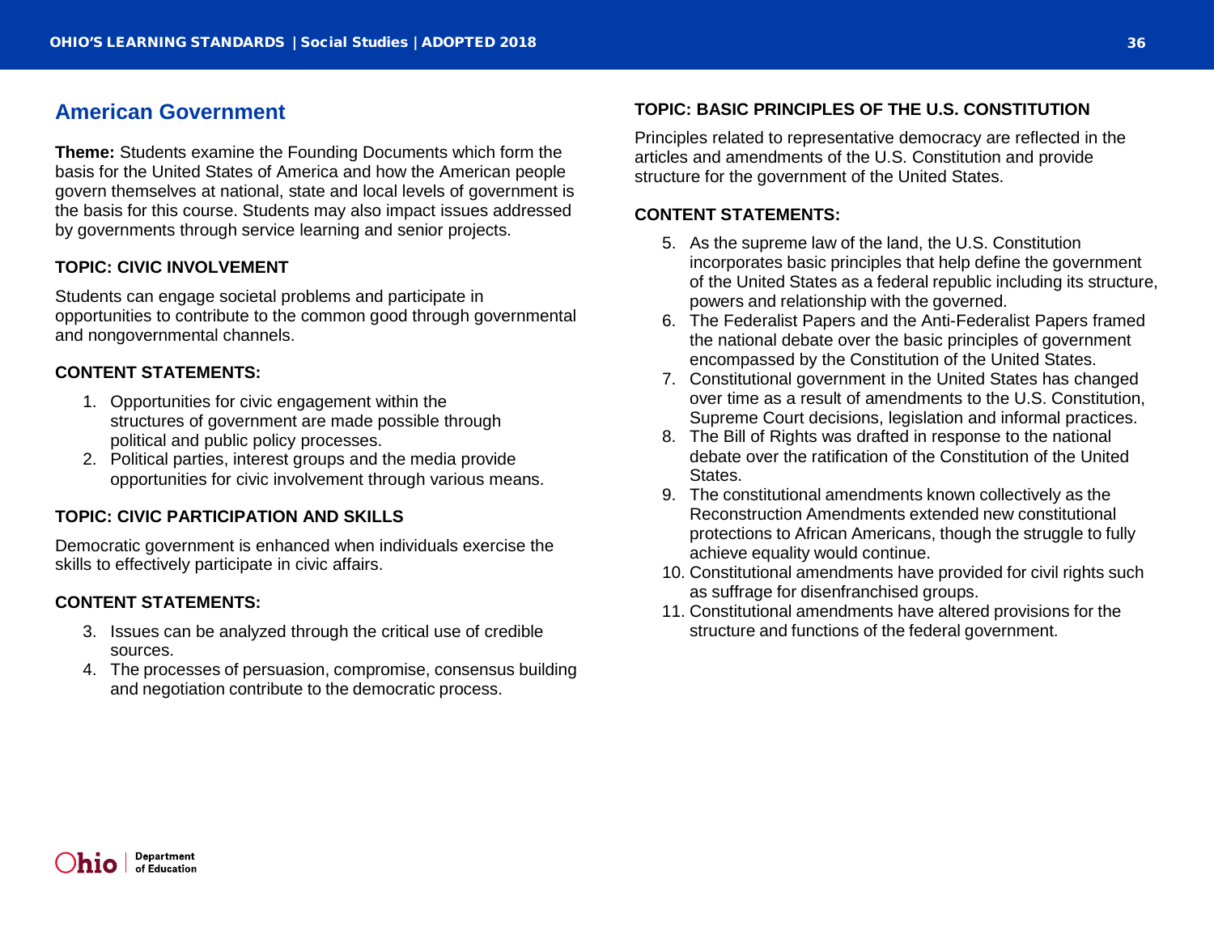## American Government

**Theme:** Students examine the Founding Documents which form the basis for the United States of America and how the American people govern themselves at national, state and local levels of government is the basis for this course. Students may also impact issues addressed by governments through service learning and senior projects.

### TOPIC: CIVIC INVOLVEMENT

Students can engage societal problems and participate in opportunities to contribute to the common good through governmental and nongovernmental channels.

**CONTENT STATEMENTS:**

1. Opportunities for civic engagement within the structures of government are made possible through political and public policy processes.
2. Political parties, interest groups and the media provide opportunities for civic involvement through various means.

### TOPIC: CIVIC PARTICIPATION AND SKILLS

Democratic government is enhanced when individuals exercise the skills to effectively participate in civic affairs.

**CONTENT STATEMENTS:**

3. Issues can be analyzed through the critical use of credible sources.
4. The processes of persuasion, compromise, consensus building and negotiation contribute to the democratic process.

### TOPIC: BASIC PRINCIPLES OF THE U.S. CONSTITUTION

Principles related to representative democracy are reflected in the articles and amendments of the U.S. Constitution and provide structure for the government of the United States.

**CONTENT STATEMENTS:**

5. As the supreme law of the land, the U.S. Constitution incorporates basic principles that help define the government of the United States as a federal republic including its structure, powers and relationship with the governed.
6. The Federalist Papers and the Anti-Federalist Papers framed the national debate over the basic principles of government encompassed by the Constitution of the United States.
7. Constitutional government in the United States has changed over time as a result of amendments to the U.S. Constitution, Supreme Court decisions, legislation and informal practices.
8. The Bill of Rights was drafted in response to the national debate over the ratification of the Constitution of the United States.
9. The constitutional amendments known collectively as the Reconstruction Amendments extended new constitutional protections to African Americans, though the struggle to fully achieve equality would continue.
10. Constitutional amendments have provided for civil rights such as suffrage for disenfranchised groups.
11. Constitutional amendments have altered provisions for the structure and functions of the federal government.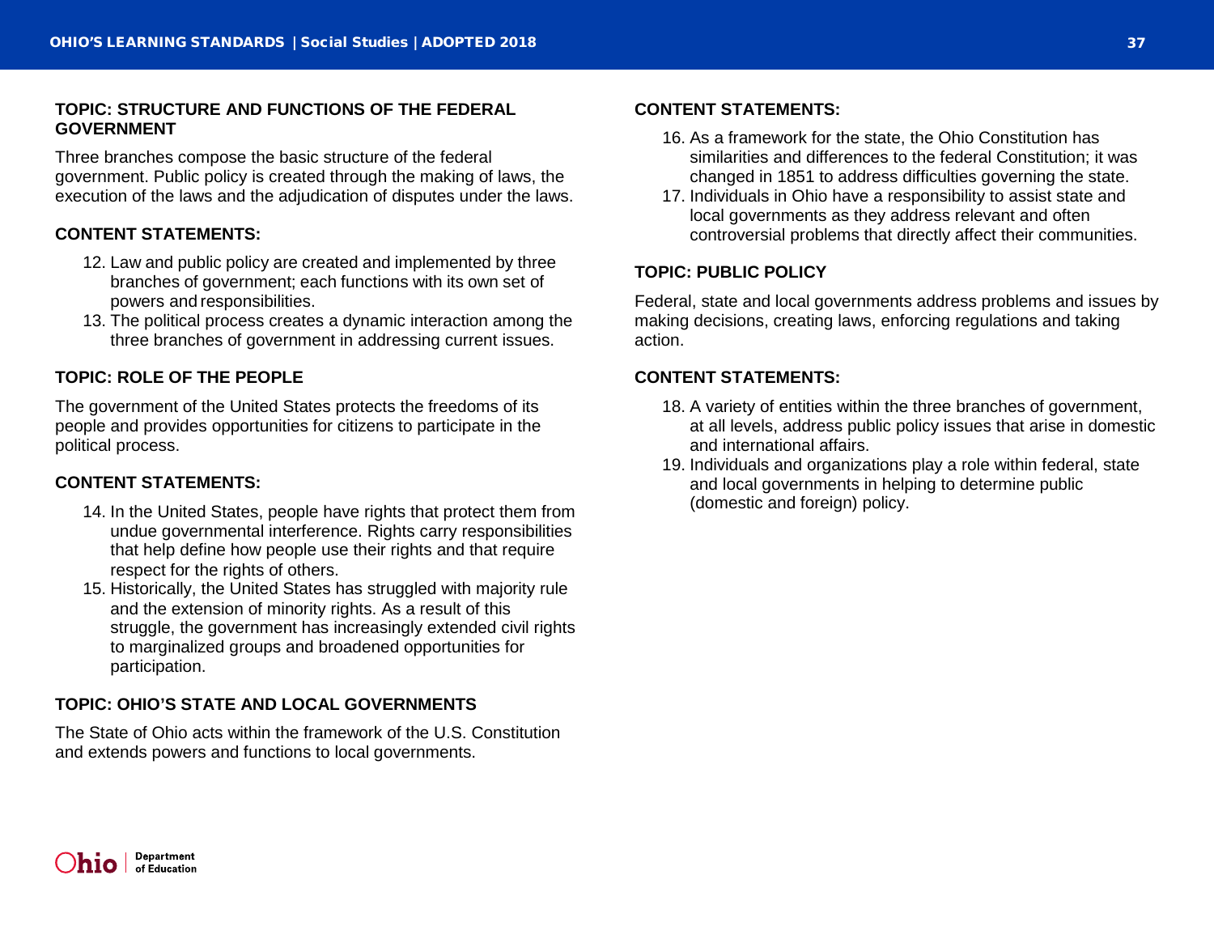### TOPIC: STRUCTURE AND FUNCTIONS OF THE FEDERAL GOVERNMENT

Three branches compose the basic structure of the federal government. Public policy is created through the making of laws, the execution of the laws and the adjudication of disputes under the laws.

#### CONTENT STATEMENTS:

12. Law and public policy are created and implemented by three branches of government; each functions with its own set of powers and responsibilities.
13. The political process creates a dynamic interaction among the three branches of government in addressing current issues.

### TOPIC: ROLE OF THE PEOPLE

The government of the United States protects the freedoms of its people and provides opportunities for citizens to participate in the political process.

#### CONTENT STATEMENTS:

14. In the United States, people have rights that protect them from undue governmental interference. Rights carry responsibilities that help define how people use their rights and that require respect for the rights of others.
15. Historically, the United States has struggled with majority rule and the extension of minority rights. As a result of this struggle, the government has increasingly extended civil rights to marginalized groups and broadened opportunities for participation.

### TOPIC: OHIO'S STATE AND LOCAL GOVERNMENTS

The State of Ohio acts within the framework of the U.S. Constitution and extends powers and functions to local governments.

#### CONTENT STATEMENTS:

16. As a framework for the state, the Ohio Constitution has similarities and differences to the federal Constitution; it was changed in 1851 to address difficulties governing the state.
17. Individuals in Ohio have a responsibility to assist state and local governments as they address relevant and often controversial problems that directly affect their communities.

### TOPIC: PUBLIC POLICY

Federal, state and local governments address problems and issues by making decisions, creating laws, enforcing regulations and taking action.

#### CONTENT STATEMENTS:

18. A variety of entities within the three branches of government, at all levels, address public policy issues that arise in domestic and international affairs.
19. Individuals and organizations play a role within federal, state and local governments in helping to determine public (domestic and foreign) policy.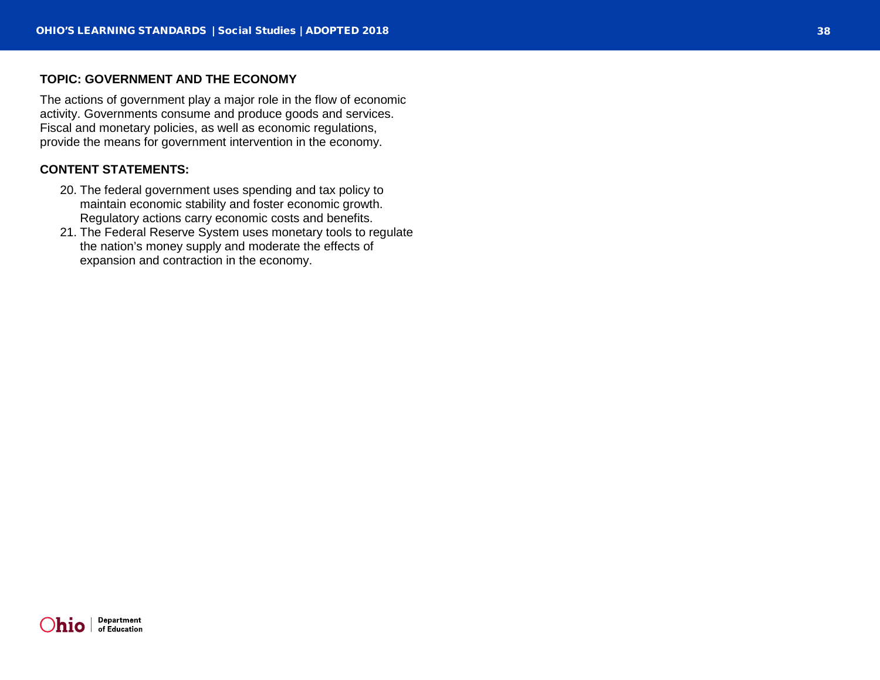### TOPIC: GOVERNMENT AND THE ECONOMY

The actions of government play a major role in the flow of economic activity. Governments consume and produce goods and services. Fiscal and monetary policies, as well as economic regulations, provide the means for government intervention in the economy.

### CONTENT STATEMENTS:

20. The federal government uses spending and tax policy to maintain economic stability and foster economic growth. Regulatory actions carry economic costs and benefits.
21. The Federal Reserve System uses monetary tools to regulate the nation's money supply and moderate the effects of expansion and contraction in the economy.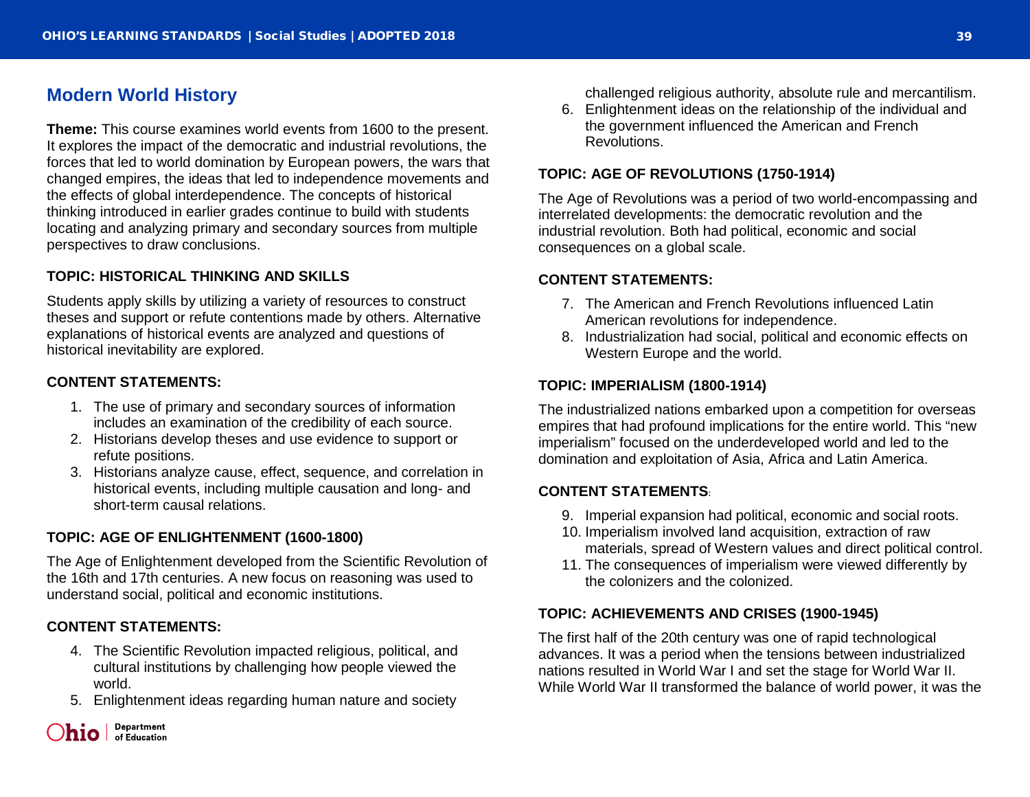## Modern World History

**Theme:** This course examines world events from 1600 to the present. It explores the impact of the democratic and industrial revolutions, the forces that led to world domination by European powers, the wars that changed empires, the ideas that led to independence movements and the effects of global interdependence. The concepts of historical thinking introduced in earlier grades continue to build with students locating and analyzing primary and secondary sources from multiple perspectives to draw conclusions.

### TOPIC: HISTORICAL THINKING AND SKILLS

Students apply skills by utilizing a variety of resources to construct theses and support or refute contentions made by others. Alternative explanations of historical events are analyzed and questions of historical inevitability are explored.

#### CONTENT STATEMENTS:

1. The use of primary and secondary sources of information includes an examination of the credibility of each source.
2. Historians develop theses and use evidence to support or refute positions.
3. Historians analyze cause, effect, sequence, and correlation in historical events, including multiple causation and long- and short-term causal relations.

### TOPIC: AGE OF ENLIGHTENMENT (1600-1800)

The Age of Enlightenment developed from the Scientific Revolution of the 16th and 17th centuries. A new focus on reasoning was used to understand social, political and economic institutions.

#### CONTENT STATEMENTS:

4. The Scientific Revolution impacted religious, political, and cultural institutions by challenging how people viewed the world.
5. Enlightenment ideas regarding human nature and society challenged religious authority, absolute rule and mercantilism.
6. Enlightenment ideas on the relationship of the individual and the government influenced the American and French Revolutions.

### TOPIC: AGE OF REVOLUTIONS (1750-1914)

The Age of Revolutions was a period of two world-encompassing and interrelated developments: the democratic revolution and the industrial revolution. Both had political, economic and social consequences on a global scale.

#### CONTENT STATEMENTS:

7. The American and French Revolutions influenced Latin American revolutions for independence.
8. Industrialization had social, political and economic effects on Western Europe and the world.

### TOPIC: IMPERIALISM (1800-1914)

The industrialized nations embarked upon a competition for overseas empires that had profound implications for the entire world. This “new imperialism” focused on the underdeveloped world and led to the domination and exploitation of Asia, Africa and Latin America.

#### CONTENT STATEMENTS:

9. Imperial expansion had political, economic and social roots.
10. Imperialism involved land acquisition, extraction of raw materials, spread of Western values and direct political control.
11. The consequences of imperialism were viewed differently by the colonizers and the colonized.

### TOPIC: ACHIEVEMENTS AND CRISES (1900-1945)

The first half of the 20th century was one of rapid technological advances. It was a period when the tensions between industrialized nations resulted in World War I and set the stage for World War II. While World War II transformed the balance of world power, it was the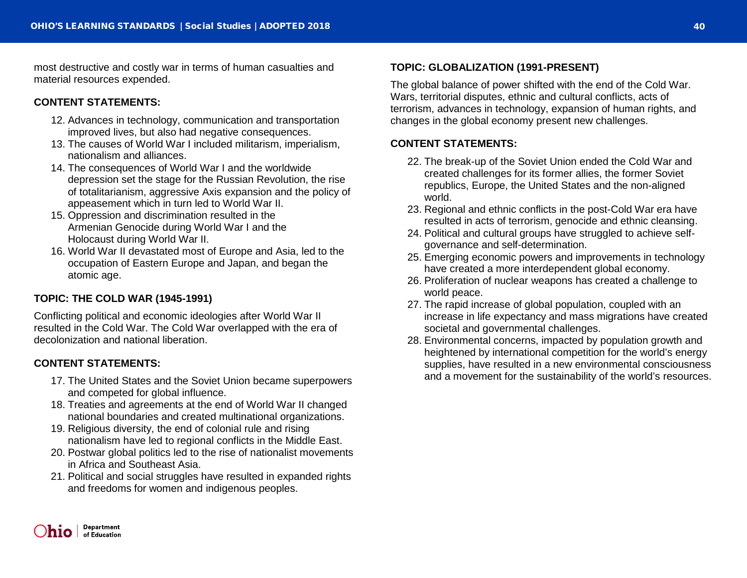most destructive and costly war in terms of human casualties and material resources expended.

**CONTENT STATEMENTS:**

12. Advances in technology, communication and transportation improved lives, but also had negative consequences.
13. The causes of World War I included militarism, imperialism, nationalism and alliances.
14. The consequences of World War I and the worldwide depression set the stage for the Russian Revolution, the rise of totalitarianism, aggressive Axis expansion and the policy of appeasement which in turn led to World War II.
15. Oppression and discrimination resulted in the Armenian Genocide during World War I and the Holocaust during World War II.
16. World War II devastated most of Europe and Asia, led to the occupation of Eastern Europe and Japan, and began the atomic age.

**TOPIC: THE COLD WAR (1945-1991)**

Conflicting political and economic ideologies after World War II resulted in the Cold War. The Cold War overlapped with the era of decolonization and national liberation.

**CONTENT STATEMENTS:**

17. The United States and the Soviet Union became superpowers and competed for global influence.
18. Treaties and agreements at the end of World War II changed national boundaries and created multinational organizations.
19. Religious diversity, the end of colonial rule and rising nationalism have led to regional conflicts in the Middle East.
20. Postwar global politics led to the rise of nationalist movements in Africa and Southeast Asia.
21. Political and social struggles have resulted in expanded rights and freedoms for women and indigenous peoples.

**TOPIC: GLOBALIZATION (1991-PRESENT)**

The global balance of power shifted with the end of the Cold War. Wars, territorial disputes, ethnic and cultural conflicts, acts of terrorism, advances in technology, expansion of human rights, and changes in the global economy present new challenges.

**CONTENT STATEMENTS:**

22. The break-up of the Soviet Union ended the Cold War and created challenges for its former allies, the former Soviet republics, Europe, the United States and the non-aligned world.
23. Regional and ethnic conflicts in the post-Cold War era have resulted in acts of terrorism, genocide and ethnic cleansing.
24. Political and cultural groups have struggled to achieve self-governance and self-determination.
25. Emerging economic powers and improvements in technology have created a more interdependent global economy.
26. Proliferation of nuclear weapons has created a challenge to world peace.
27. The rapid increase of global population, coupled with an increase in life expectancy and mass migrations have created societal and governmental challenges.
28. Environmental concerns, impacted by population growth and heightened by international competition for the world's energy supplies, have resulted in a new environmental consciousness and a movement for the sustainability of the world's resources.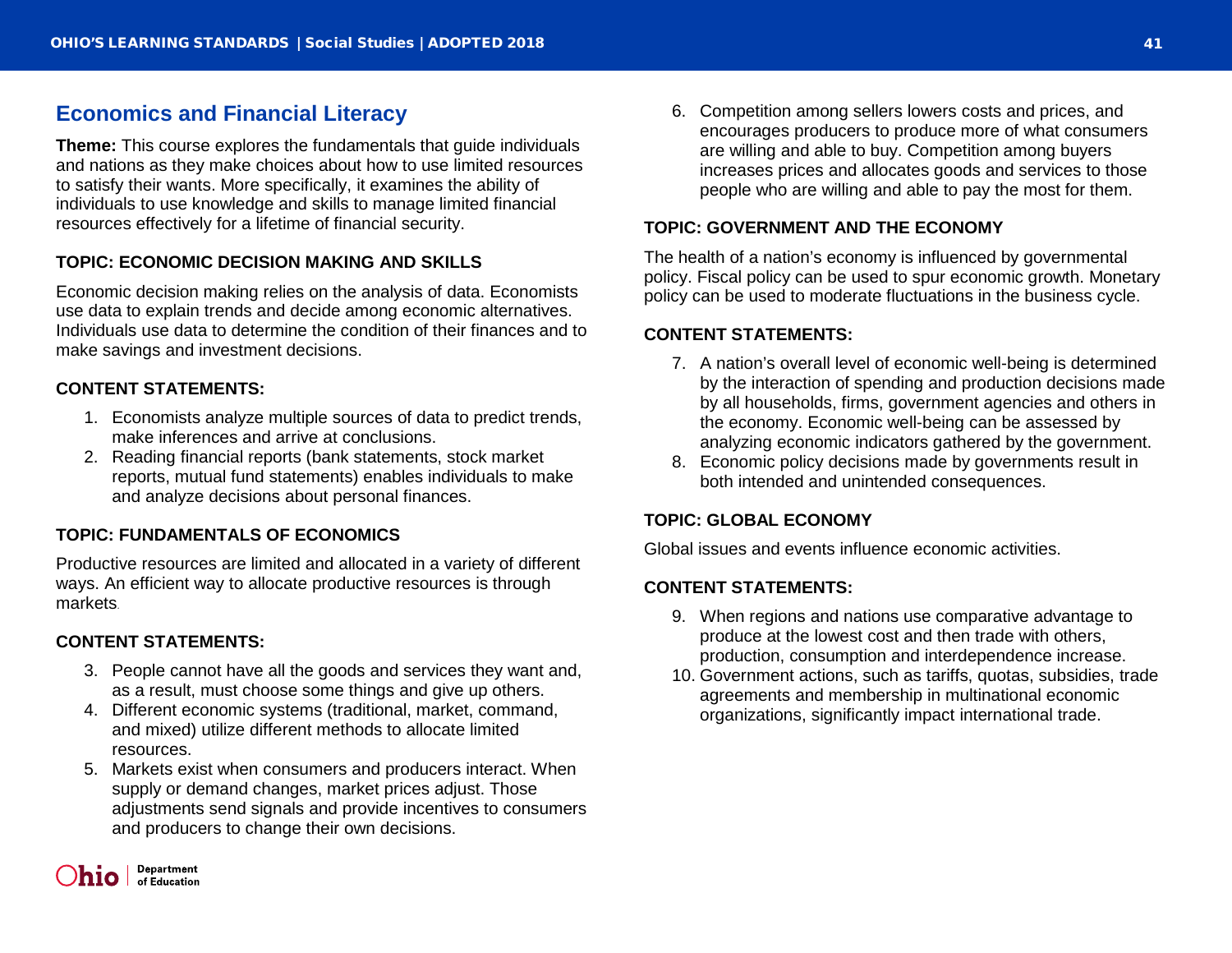## Economics and Financial Literacy

**Theme:** This course explores the fundamentals that guide individuals and nations as they make choices about how to use limited resources to satisfy their wants. More specifically, it examines the ability of individuals to use knowledge and skills to manage limited financial resources effectively for a lifetime of financial security.

### TOPIC: ECONOMIC DECISION MAKING AND SKILLS

Economic decision making relies on the analysis of data. Economists use data to explain trends and decide among economic alternatives. Individuals use data to determine the condition of their finances and to make savings and investment decisions.

#### CONTENT STATEMENTS:

1. Economists analyze multiple sources of data to predict trends, make inferences and arrive at conclusions.
2. Reading financial reports (bank statements, stock market reports, mutual fund statements) enables individuals to make and analyze decisions about personal finances.

### TOPIC: FUNDAMENTALS OF ECONOMICS

Productive resources are limited and allocated in a variety of different ways. An efficient way to allocate productive resources is through markets.

#### CONTENT STATEMENTS:

3. People cannot have all the goods and services they want and, as a result, must choose some things and give up others.
4. Different economic systems (traditional, market, command, and mixed) utilize different methods to allocate limited resources.
5. Markets exist when consumers and producers interact. When supply or demand changes, market prices adjust. Those adjustments send signals and provide incentives to consumers and producers to change their own decisions.
6. Competition among sellers lowers costs and prices, and encourages producers to produce more of what consumers are willing and able to buy. Competition among buyers increases prices and allocates goods and services to those people who are willing and able to pay the most for them.

### TOPIC: GOVERNMENT AND THE ECONOMY

The health of a nation's economy is influenced by governmental policy. Fiscal policy can be used to spur economic growth. Monetary policy can be used to moderate fluctuations in the business cycle.

#### CONTENT STATEMENTS:

7. A nation's overall level of economic well-being is determined by the interaction of spending and production decisions made by all households, firms, government agencies and others in the economy. Economic well-being can be assessed by analyzing economic indicators gathered by the government.
8. Economic policy decisions made by governments result in both intended and unintended consequences.

### TOPIC: GLOBAL ECONOMY

Global issues and events influence economic activities.

#### CONTENT STATEMENTS:

9. When regions and nations use comparative advantage to produce at the lowest cost and then trade with others, production, consumption and interdependence increase.
10. Government actions, such as tariffs, quotas, subsidies, trade agreements and membership in multinational economic organizations, significantly impact international trade.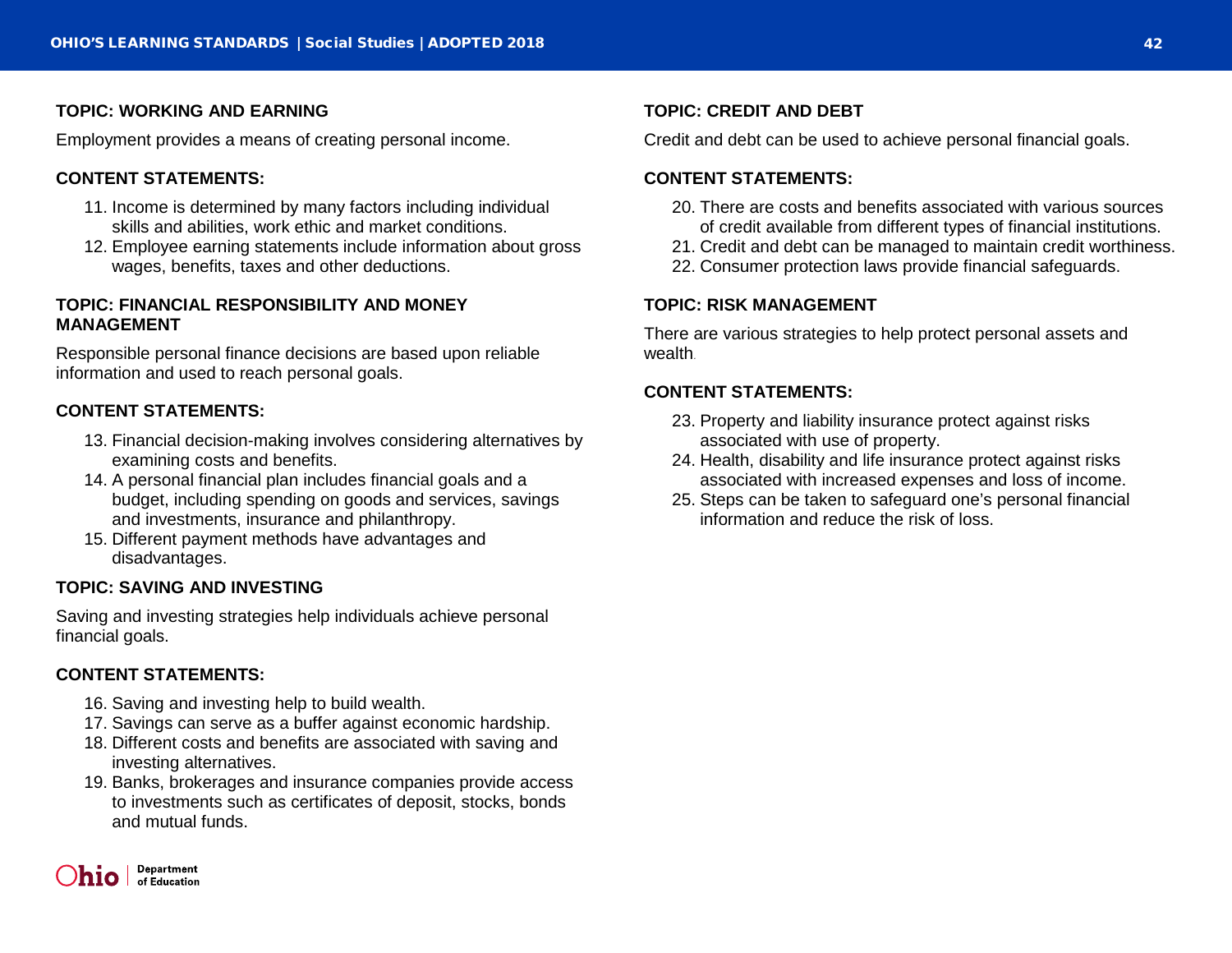### TOPIC: WORKING AND EARNING

Employment provides a means of creating personal income.

#### CONTENT STATEMENTS:

11. Income is determined by many factors including individual skills and abilities, work ethic and market conditions.
12. Employee earning statements include information about gross wages, benefits, taxes and other deductions.

### TOPIC: FINANCIAL RESPONSIBILITY AND MONEY MANAGEMENT

Responsible personal finance decisions are based upon reliable information and used to reach personal goals.

#### CONTENT STATEMENTS:

13. Financial decision-making involves considering alternatives by examining costs and benefits.
14. A personal financial plan includes financial goals and a budget, including spending on goods and services, savings and investments, insurance and philanthropy.
15. Different payment methods have advantages and disadvantages.

### TOPIC: SAVING AND INVESTING

Saving and investing strategies help individuals achieve personal financial goals.

#### CONTENT STATEMENTS:

16. Saving and investing help to build wealth.
17. Savings can serve as a buffer against economic hardship.
18. Different costs and benefits are associated with saving and investing alternatives.
19. Banks, brokerages and insurance companies provide access to investments such as certificates of deposit, stocks, bonds and mutual funds.

### TOPIC: CREDIT AND DEBT

Credit and debt can be used to achieve personal financial goals.

#### CONTENT STATEMENTS:

20. There are costs and benefits associated with various sources of credit available from different types of financial institutions.
21. Credit and debt can be managed to maintain credit worthiness.
22. Consumer protection laws provide financial safeguards.

### TOPIC: RISK MANAGEMENT

There are various strategies to help protect personal assets and wealth.

#### CONTENT STATEMENTS:

23. Property and liability insurance protect against risks associated with use of property.
24. Health, disability and life insurance protect against risks associated with increased expenses and loss of income.
25. Steps can be taken to safeguard one's personal financial information and reduce the risk of loss.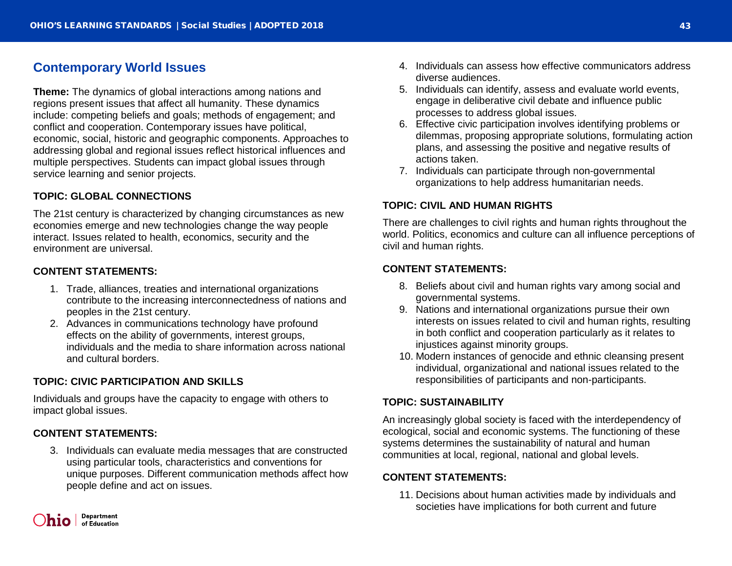## Contemporary World Issues

**Theme:** The dynamics of global interactions among nations and regions present issues that affect all humanity. These dynamics include: competing beliefs and goals; methods of engagement; and conflict and cooperation. Contemporary issues have political, economic, social, historic and geographic components. Approaches to addressing global and regional issues reflect historical influences and multiple perspectives. Students can impact global issues through service learning and senior projects.

### TOPIC: GLOBAL CONNECTIONS

The 21st century is characterized by changing circumstances as new economies emerge and new technologies change the way people interact. Issues related to health, economics, security and the environment are universal.

### CONTENT STATEMENTS:

1. Trade, alliances, treaties and international organizations contribute to the increasing interconnectedness of nations and peoples in the 21st century.
2. Advances in communications technology have profound effects on the ability of governments, interest groups, individuals and the media to share information across national and cultural borders.

### TOPIC: CIVIC PARTICIPATION AND SKILLS

Individuals and groups have the capacity to engage with others to impact global issues.

### CONTENT STATEMENTS:

3. Individuals can evaluate media messages that are constructed using particular tools, characteristics and conventions for unique purposes. Different communication methods affect how people define and act on issues.
4. Individuals can assess how effective communicators address diverse audiences.
5. Individuals can identify, assess and evaluate world events, engage in deliberative civil debate and influence public processes to address global issues.
6. Effective civic participation involves identifying problems or dilemmas, proposing appropriate solutions, formulating action plans, and assessing the positive and negative results of actions taken.
7. Individuals can participate through non-governmental organizations to help address humanitarian needs.

### TOPIC: CIVIL AND HUMAN RIGHTS

There are challenges to civil rights and human rights throughout the world. Politics, economics and culture can all influence perceptions of civil and human rights.

### CONTENT STATEMENTS:

8. Beliefs about civil and human rights vary among social and governmental systems.
9. Nations and international organizations pursue their own interests on issues related to civil and human rights, resulting in both conflict and cooperation particularly as it relates to injustices against minority groups.
10. Modern instances of genocide and ethnic cleansing present individual, organizational and national issues related to the responsibilities of participants and non-participants.

### TOPIC: SUSTAINABILITY

An increasingly global society is faced with the interdependency of ecological, social and economic systems. The functioning of these systems determines the sustainability of natural and human communities at local, regional, national and global levels.

### CONTENT STATEMENTS:

11. Decisions about human activities made by individuals and societies have implications for both current and future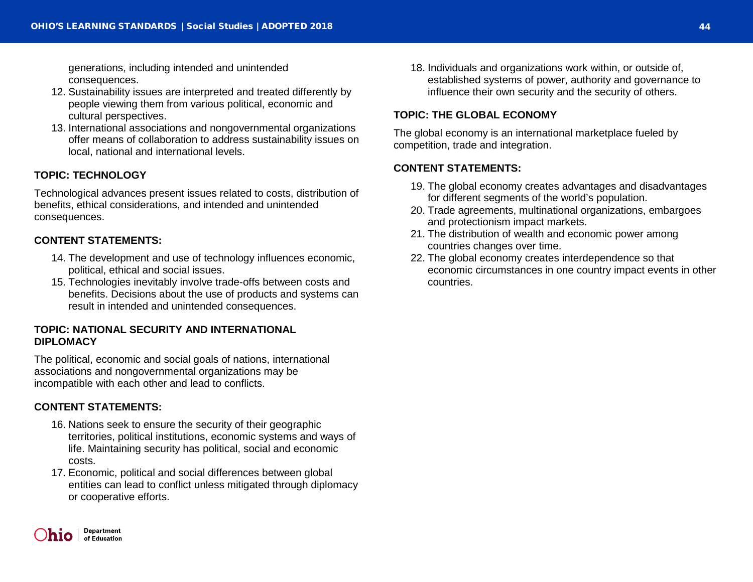generations, including intended and unintended consequences.

12. Sustainability issues are interpreted and treated differently by people viewing them from various political, economic and cultural perspectives.
13. International associations and nongovernmental organizations offer means of collaboration to address sustainability issues on local, national and international levels.

**TOPIC: TECHNOLOGY**

Technological advances present issues related to costs, distribution of benefits, ethical considerations, and intended and unintended consequences.

**CONTENT STATEMENTS:**

14. The development and use of technology influences economic, political, ethical and social issues.
15. Technologies inevitably involve trade-offs between costs and benefits. Decisions about the use of products and systems can result in intended and unintended consequences.

**TOPIC: NATIONAL SECURITY AND INTERNATIONAL DIPLOMACY**

The political, economic and social goals of nations, international associations and nongovernmental organizations may be incompatible with each other and lead to conflicts.

**CONTENT STATEMENTS:**

16. Nations seek to ensure the security of their geographic territories, political institutions, economic systems and ways of life. Maintaining security has political, social and economic costs.
17. Economic, political and social differences between global entities can lead to conflict unless mitigated through diplomacy or cooperative efforts.
18. Individuals and organizations work within, or outside of, established systems of power, authority and governance to influence their own security and the security of others.

**TOPIC: THE GLOBAL ECONOMY**

The global economy is an international marketplace fueled by competition, trade and integration.

**CONTENT STATEMENTS:**

19. The global economy creates advantages and disadvantages for different segments of the world's population.
20. Trade agreements, multinational organizations, embargoes and protectionism impact markets.
21. The distribution of wealth and economic power among countries changes over time.
22. The global economy creates interdependence so that economic circumstances in one country impact events in other countries.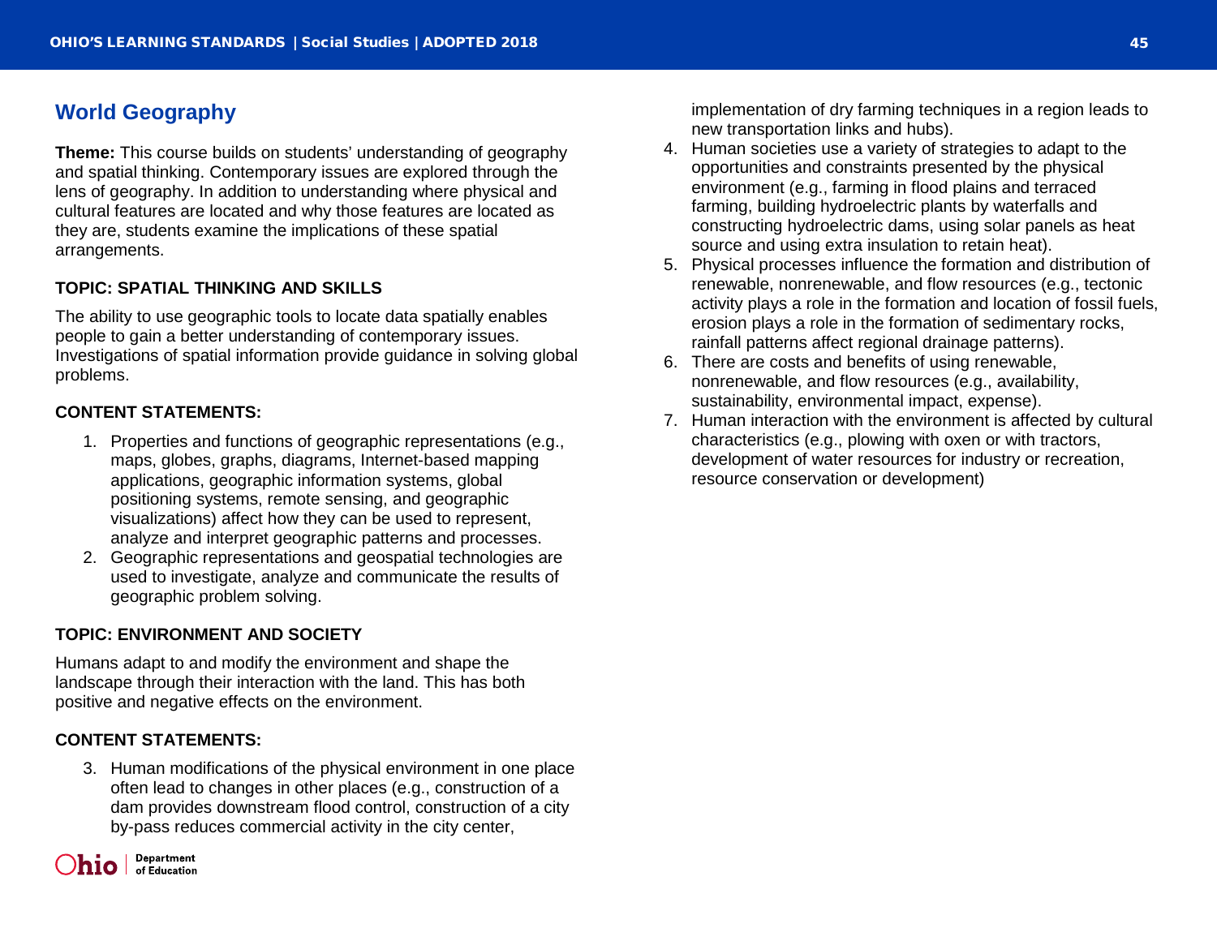## World Geography

**Theme:** This course builds on students' understanding of geography and spatial thinking. Contemporary issues are explored through the lens of geography. In addition to understanding where physical and cultural features are located and why those features are located as they are, students examine the implications of these spatial arrangements.

### TOPIC: SPATIAL THINKING AND SKILLS

The ability to use geographic tools to locate data spatially enables people to gain a better understanding of contemporary issues. Investigations of spatial information provide guidance in solving global problems.

### CONTENT STATEMENTS:

1. Properties and functions of geographic representations (e.g., maps, globes, graphs, diagrams, Internet-based mapping applications, geographic information systems, global positioning systems, remote sensing, and geographic visualizations) affect how they can be used to represent, analyze and interpret geographic patterns and processes.
2. Geographic representations and geospatial technologies are used to investigate, analyze and communicate the results of geographic problem solving.

### TOPIC: ENVIRONMENT AND SOCIETY

Humans adapt to and modify the environment and shape the landscape through their interaction with the land. This has both positive and negative effects on the environment.

### CONTENT STATEMENTS:

3. Human modifications of the physical environment in one place often lead to changes in other places (e.g., construction of a dam provides downstream flood control, construction of a city by-pass reduces commercial activity in the city center, implementation of dry farming techniques in a region leads to new transportation links and hubs).
4. Human societies use a variety of strategies to adapt to the opportunities and constraints presented by the physical environment (e.g., farming in flood plains and terraced farming, building hydroelectric plants by waterfalls and constructing hydroelectric dams, using solar panels as heat source and using extra insulation to retain heat).
5. Physical processes influence the formation and distribution of renewable, nonrenewable, and flow resources (e.g., tectonic activity plays a role in the formation and location of fossil fuels, erosion plays a role in the formation of sedimentary rocks, rainfall patterns affect regional drainage patterns).
6. There are costs and benefits of using renewable, nonrenewable, and flow resources (e.g., availability, sustainability, environmental impact, expense).
7. Human interaction with the environment is affected by cultural characteristics (e.g., plowing with oxen or with tractors, development of water resources for industry or recreation, resource conservation or development)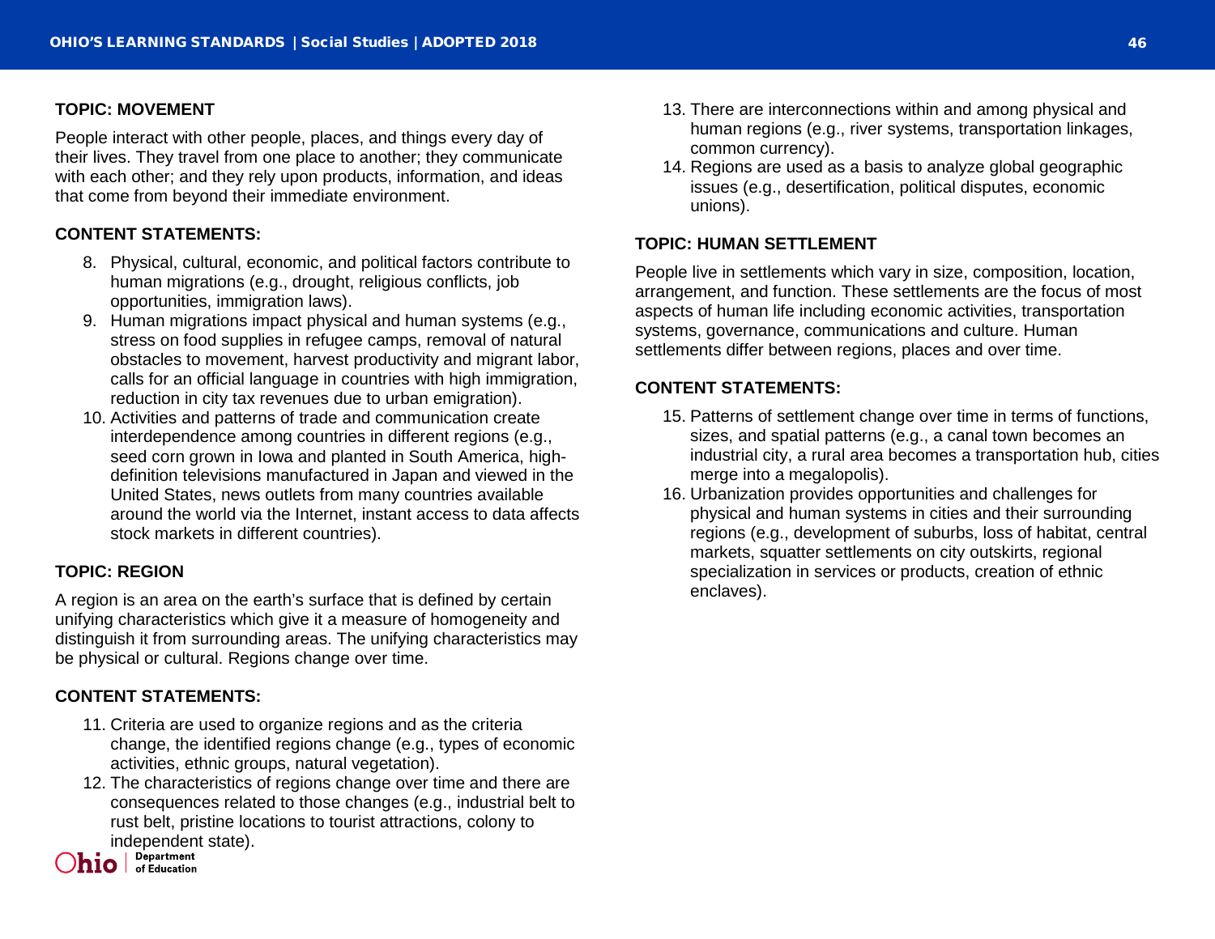### TOPIC: MOVEMENT

People interact with other people, places, and things every day of their lives. They travel from one place to another; they communicate with each other; and they rely upon products, information, and ideas that come from beyond their immediate environment.

**CONTENT STATEMENTS:**

8. Physical, cultural, economic, and political factors contribute to human migrations (e.g., drought, religious conflicts, job opportunities, immigration laws).
9. Human migrations impact physical and human systems (e.g., stress on food supplies in refugee camps, removal of natural obstacles to movement, harvest productivity and migrant labor, calls for an official language in countries with high immigration, reduction in city tax revenues due to urban emigration).
10. Activities and patterns of trade and communication create interdependence among countries in different regions (e.g., seed corn grown in Iowa and planted in South America, high-definition televisions manufactured in Japan and viewed in the United States, news outlets from many countries available around the world via the Internet, instant access to data affects stock markets in different countries).

### TOPIC: REGION

A region is an area on the earth's surface that is defined by certain unifying characteristics which give it a measure of homogeneity and distinguish it from surrounding areas. The unifying characteristics may be physical or cultural. Regions change over time.

**CONTENT STATEMENTS:**

11. Criteria are used to organize regions and as the criteria change, the identified regions change (e.g., types of economic activities, ethnic groups, natural vegetation).
12. The characteristics of regions change over time and there are consequences related to those changes (e.g., industrial belt to rust belt, pristine locations to tourist attractions, colony to independent state).
13. There are interconnections within and among physical and human regions (e.g., river systems, transportation linkages, common currency).
14. Regions are used as a basis to analyze global geographic issues (e.g., desertification, political disputes, economic unions).

### TOPIC: HUMAN SETTLEMENT

People live in settlements which vary in size, composition, location, arrangement, and function. These settlements are the focus of most aspects of human life including economic activities, transportation systems, governance, communications and culture. Human settlements differ between regions, places and over time.

**CONTENT STATEMENTS:**

15. Patterns of settlement change over time in terms of functions, sizes, and spatial patterns (e.g., a canal town becomes an industrial city, a rural area becomes a transportation hub, cities merge into a megalopolis).
16. Urbanization provides opportunities and challenges for physical and human systems in cities and their surrounding regions (e.g., development of suburbs, loss of habitat, central markets, squatter settlements on city outskirts, regional specialization in services or products, creation of ethnic enclaves).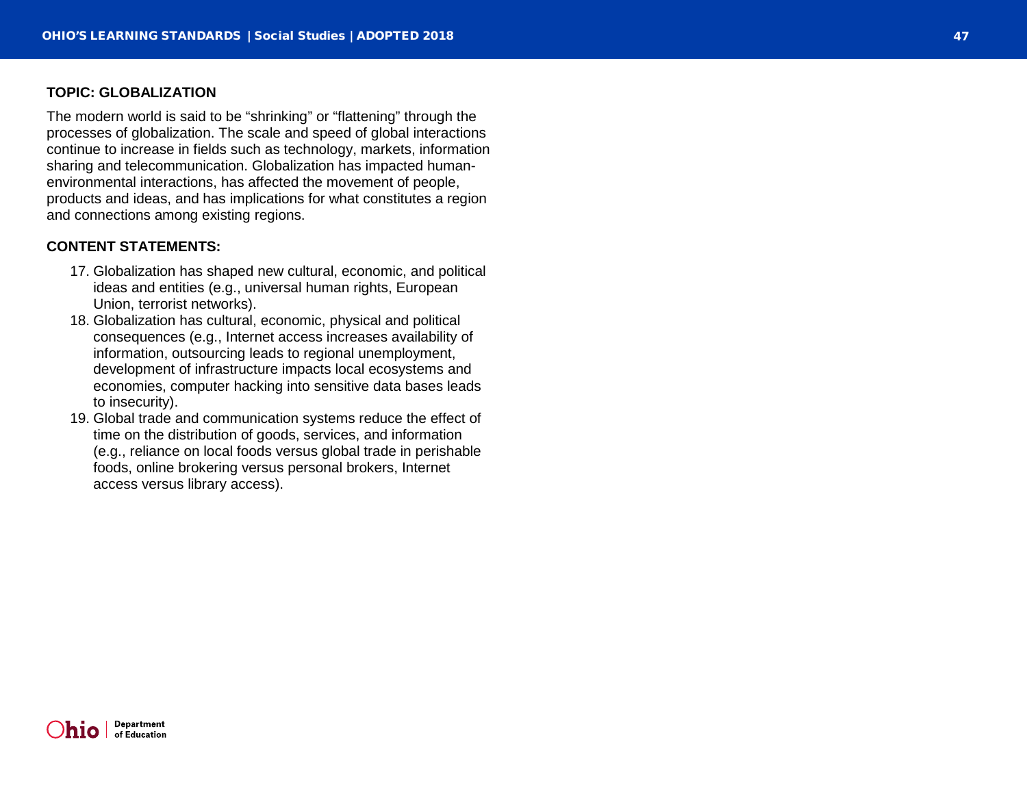## TOPIC: GLOBALIZATION

The modern world is said to be “shrinking” or “flattening” through the processes of globalization. The scale and speed of global interactions continue to increase in fields such as technology, markets, information sharing and telecommunication. Globalization has impacted human-environmental interactions, has affected the movement of people, products and ideas, and has implications for what constitutes a region and connections among existing regions.

## CONTENT STATEMENTS:

17. Globalization has shaped new cultural, economic, and political ideas and entities (e.g., universal human rights, European Union, terrorist networks).
18. Globalization has cultural, economic, physical and political consequences (e.g., Internet access increases availability of information, outsourcing leads to regional unemployment, development of infrastructure impacts local ecosystems and economies, computer hacking into sensitive data bases leads to insecurity).
19. Global trade and communication systems reduce the effect of time on the distribution of goods, services, and information (e.g., reliance on local foods versus global trade in perishable foods, online brokering versus personal brokers, Internet access versus library access).